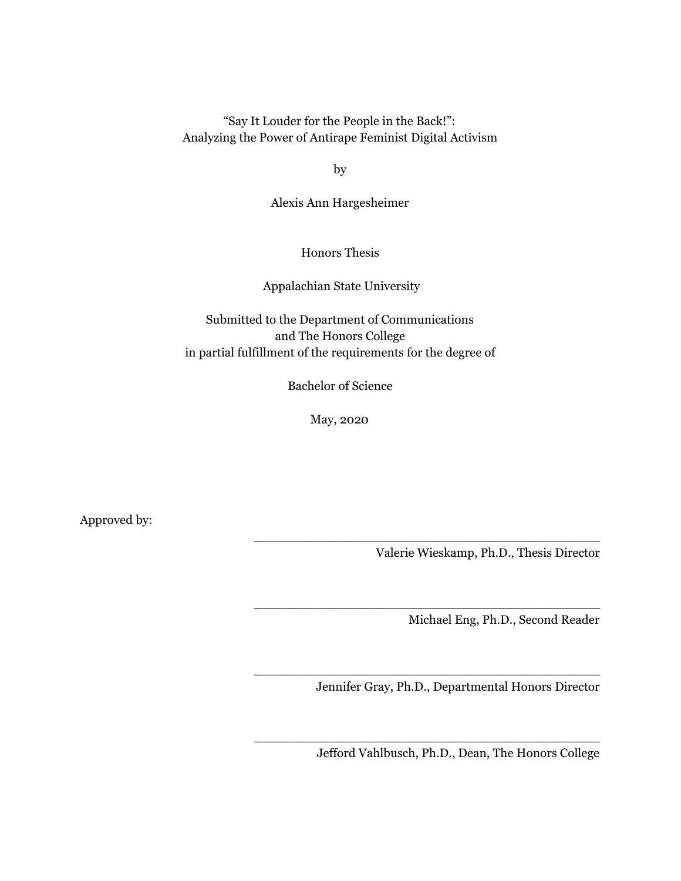# "Say It Louder for the People in the Back!": Analyzing the Power of Antirape Feminist Digital Activism

by

Alexis Ann Hargesheimer

Honors Thesis

Appalachian State University

Submitted to the Department of Communications
and The Honors College
in partial fulfillment of the requirements for the degree of

Bachelor of Science

May, 2020

Approved by:

\_\_\_\_\_\_\_\_\_\_\_\_\_\_\_\_\_\_\_\_\_\_\_\_\_\_\_\_\_\_\_\_\_\_\_\_\_\_\_\_\_\_\_\_\_
Valerie Wieskamp, Ph.D., Thesis Director

\_\_\_\_\_\_\_\_\_\_\_\_\_\_\_\_\_\_\_\_\_\_\_\_\_\_\_\_\_\_\_\_\_\_\_\_\_\_\_\_\_\_\_\_\_
Michael Eng, Ph.D., Second Reader

\_\_\_\_\_\_\_\_\_\_\_\_\_\_\_\_\_\_\_\_\_\_\_\_\_\_\_\_\_\_\_\_\_\_\_\_\_\_\_\_\_\_\_\_\_
Jennifer Gray, Ph.D., Departmental Honors Director

\_\_\_\_\_\_\_\_\_\_\_\_\_\_\_\_\_\_\_\_\_\_\_\_\_\_\_\_\_\_\_\_\_\_\_\_\_\_\_\_\_\_\_\_\_
Jefford Vahlbusch, Ph.D., Dean, The Honors College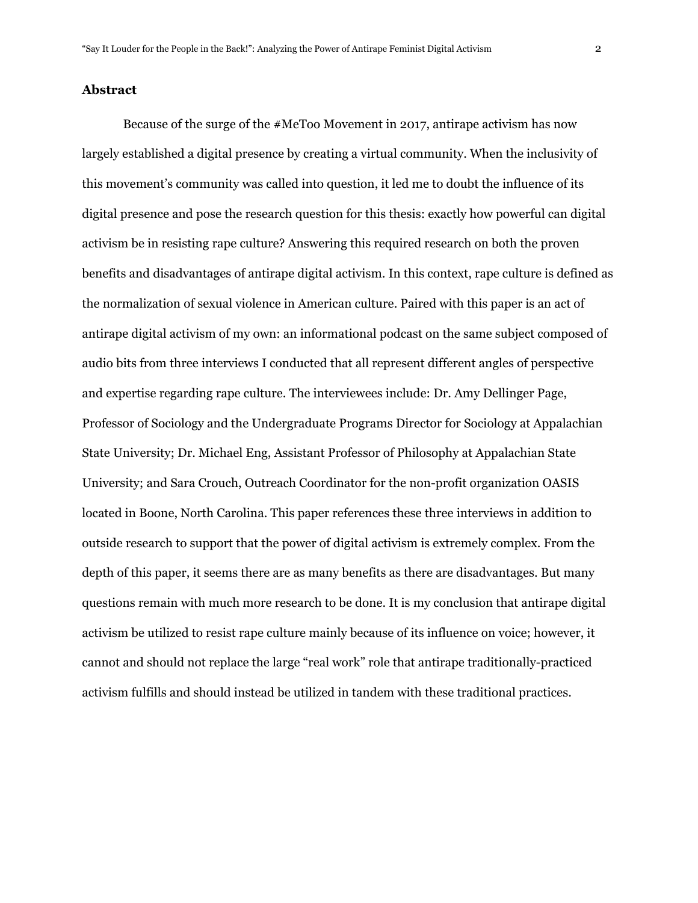## Abstract

Because of the surge of the #MeToo Movement in 2017, antirape activism has now largely established a digital presence by creating a virtual community. When the inclusivity of this movement's community was called into question, it led me to doubt the influence of its digital presence and pose the research question for this thesis: exactly how powerful can digital activism be in resisting rape culture? Answering this required research on both the proven benefits and disadvantages of antirape digital activism. In this context, rape culture is defined as the normalization of sexual violence in American culture. Paired with this paper is an act of antirape digital activism of my own: an informational podcast on the same subject composed of audio bits from three interviews I conducted that all represent different angles of perspective and expertise regarding rape culture. The interviewees include: Dr. Amy Dellinger Page, Professor of Sociology and the Undergraduate Programs Director for Sociology at Appalachian State University; Dr. Michael Eng, Assistant Professor of Philosophy at Appalachian State University; and Sara Crouch, Outreach Coordinator for the non-profit organization OASIS located in Boone, North Carolina. This paper references these three interviews in addition to outside research to support that the power of digital activism is extremely complex. From the depth of this paper, it seems there are as many benefits as there are disadvantages. But many questions remain with much more research to be done. It is my conclusion that antirape digital activism be utilized to resist rape culture mainly because of its influence on voice; however, it cannot and should not replace the large "real work" role that antirape traditionally-practiced activism fulfills and should instead be utilized in tandem with these traditional practices.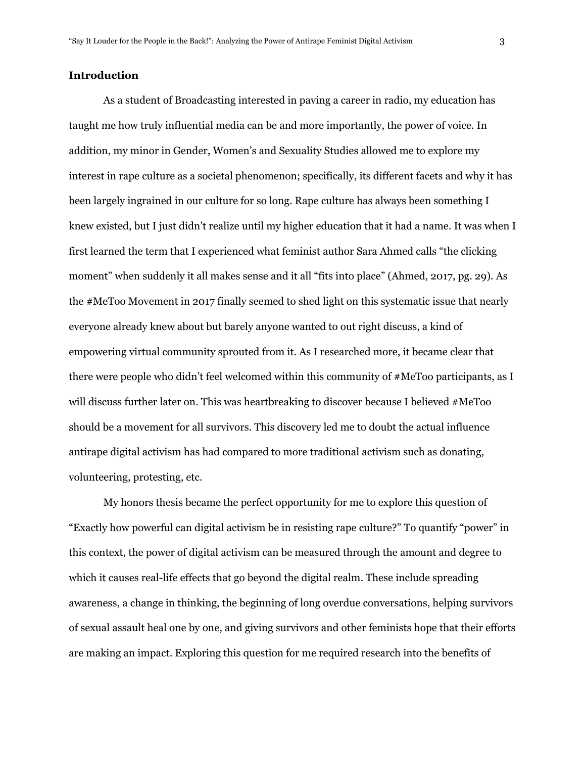## Introduction

As a student of Broadcasting interested in paving a career in radio, my education has taught me how truly influential media can be and more importantly, the power of voice. In addition, my minor in Gender, Women's and Sexuality Studies allowed me to explore my interest in rape culture as a societal phenomenon; specifically, its different facets and why it has been largely ingrained in our culture for so long. Rape culture has always been something I knew existed, but I just didn't realize until my higher education that it had a name. It was when I first learned the term that I experienced what feminist author Sara Ahmed calls "the clicking moment" when suddenly it all makes sense and it all "fits into place" (Ahmed, 2017, pg. 29). As the #MeToo Movement in 2017 finally seemed to shed light on this systematic issue that nearly everyone already knew about but barely anyone wanted to out right discuss, a kind of empowering virtual community sprouted from it. As I researched more, it became clear that there were people who didn't feel welcomed within this community of #MeToo participants, as I will discuss further later on. This was heartbreaking to discover because I believed #MeToo should be a movement for all survivors. This discovery led me to doubt the actual influence antirape digital activism has had compared to more traditional activism such as donating, volunteering, protesting, etc.

My honors thesis became the perfect opportunity for me to explore this question of "Exactly how powerful can digital activism be in resisting rape culture?" To quantify "power" in this context, the power of digital activism can be measured through the amount and degree to which it causes real-life effects that go beyond the digital realm. These include spreading awareness, a change in thinking, the beginning of long overdue conversations, helping survivors of sexual assault heal one by one, and giving survivors and other feminists hope that their efforts are making an impact. Exploring this question for me required research into the benefits of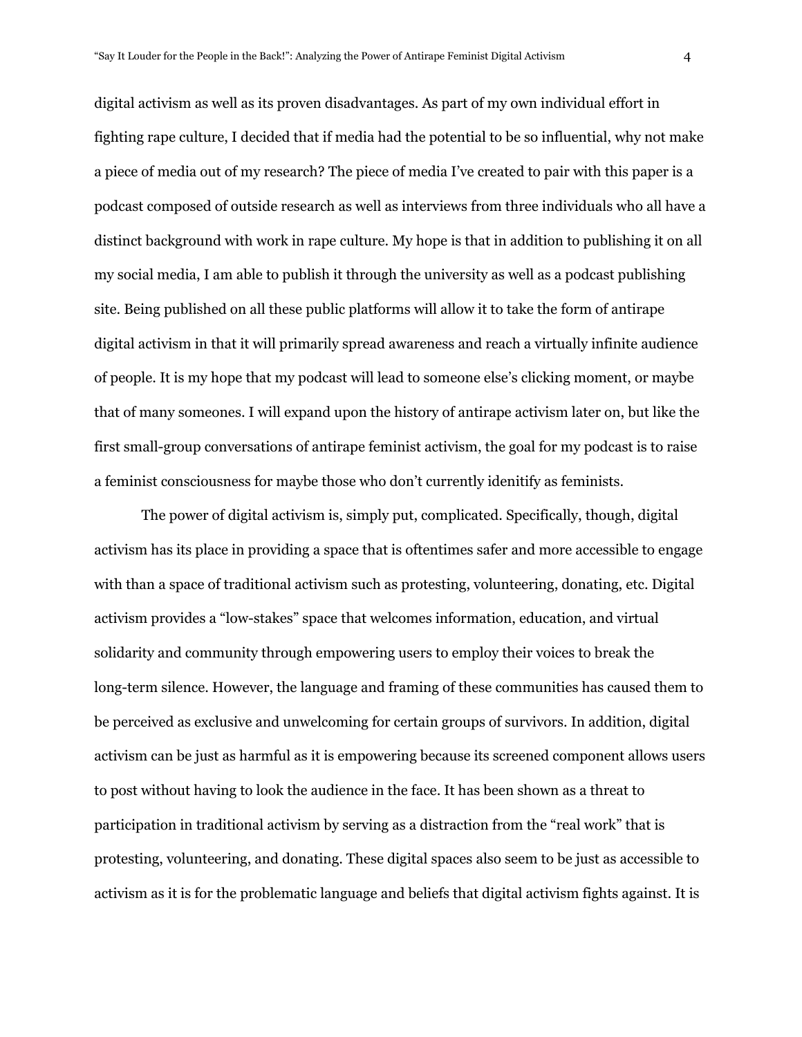digital activism as well as its proven disadvantages. As part of my own individual effort in fighting rape culture, I decided that if media had the potential to be so influential, why not make a piece of media out of my research? The piece of media I've created to pair with this paper is a podcast composed of outside research as well as interviews from three individuals who all have a distinct background with work in rape culture. My hope is that in addition to publishing it on all my social media, I am able to publish it through the university as well as a podcast publishing site. Being published on all these public platforms will allow it to take the form of antirape digital activism in that it will primarily spread awareness and reach a virtually infinite audience of people. It is my hope that my podcast will lead to someone else's clicking moment, or maybe that of many someones. I will expand upon the history of antirape activism later on, but like the first small-group conversations of antirape feminist activism, the goal for my podcast is to raise a feminist consciousness for maybe those who don't currently idenitify as feminists.

The power of digital activism is, simply put, complicated. Specifically, though, digital activism has its place in providing a space that is oftentimes safer and more accessible to engage with than a space of traditional activism such as protesting, volunteering, donating, etc. Digital activism provides a "low-stakes" space that welcomes information, education, and virtual solidarity and community through empowering users to employ their voices to break the long-term silence. However, the language and framing of these communities has caused them to be perceived as exclusive and unwelcoming for certain groups of survivors. In addition, digital activism can be just as harmful as it is empowering because its screened component allows users to post without having to look the audience in the face. It has been shown as a threat to participation in traditional activism by serving as a distraction from the "real work" that is protesting, volunteering, and donating. These digital spaces also seem to be just as accessible to activism as it is for the problematic language and beliefs that digital activism fights against. It is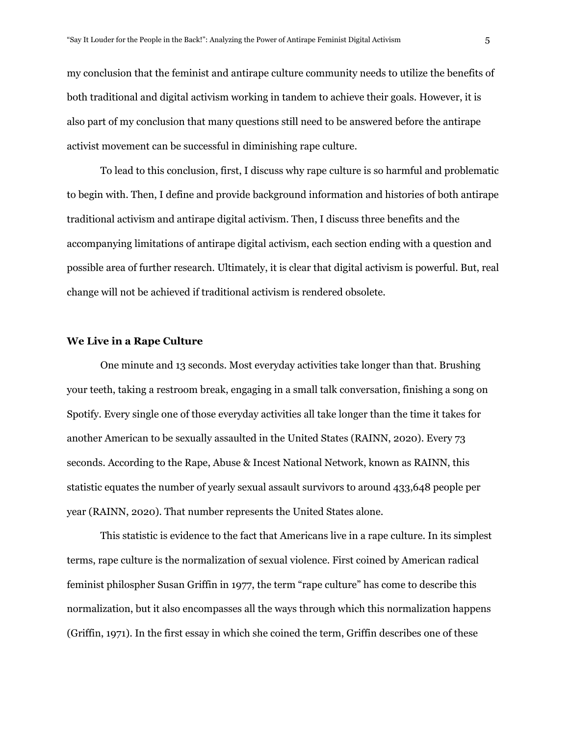my conclusion that the feminist and antirape culture community needs to utilize the benefits of both traditional and digital activism working in tandem to achieve their goals. However, it is also part of my conclusion that many questions still need to be answered before the antirape activist movement can be successful in diminishing rape culture.

To lead to this conclusion, first, I discuss why rape culture is so harmful and problematic to begin with. Then, I define and provide background information and histories of both antirape traditional activism and antirape digital activism. Then, I discuss three benefits and the accompanying limitations of antirape digital activism, each section ending with a question and possible area of further research. Ultimately, it is clear that digital activism is powerful. But, real change will not be achieved if traditional activism is rendered obsolete.

## We Live in a Rape Culture

One minute and 13 seconds. Most everyday activities take longer than that. Brushing your teeth, taking a restroom break, engaging in a small talk conversation, finishing a song on Spotify. Every single one of those everyday activities all take longer than the time it takes for another American to be sexually assaulted in the United States (RAINN, 2020). Every 73 seconds. According to the Rape, Abuse & Incest National Network, known as RAINN, this statistic equates the number of yearly sexual assault survivors to around 433,648 people per year (RAINN, 2020). That number represents the United States alone.

This statistic is evidence to the fact that Americans live in a rape culture. In its simplest terms, rape culture is the normalization of sexual violence. First coined by American radical feminist philospher Susan Griffin in 1977, the term "rape culture" has come to describe this normalization, but it also encompasses all the ways through which this normalization happens (Griffin, 1971). In the first essay in which she coined the term, Griffin describes one of these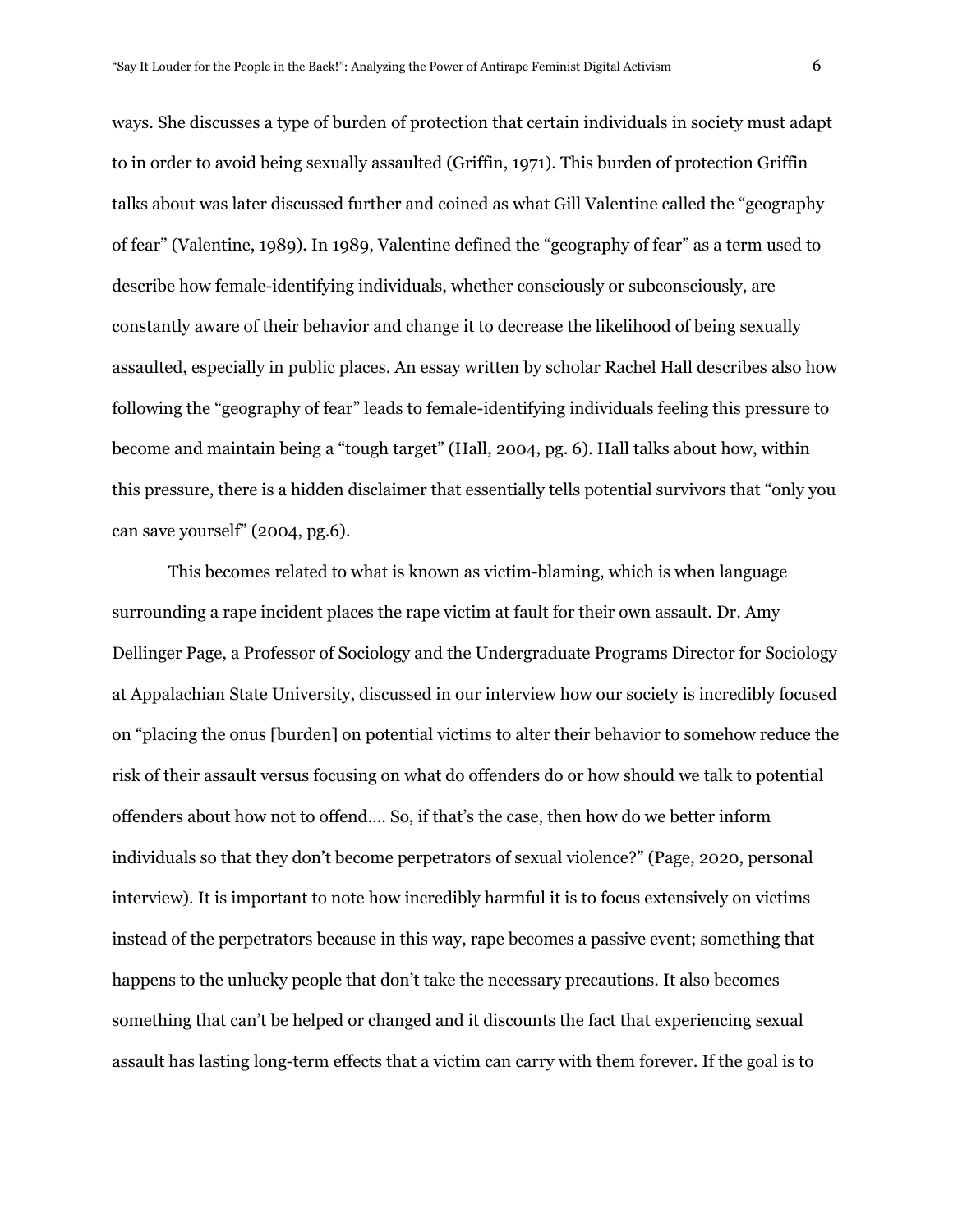ways. She discusses a type of burden of protection that certain individuals in society must adapt to in order to avoid being sexually assaulted (Griffin, 1971). This burden of protection Griffin talks about was later discussed further and coined as what Gill Valentine called the "geography of fear" (Valentine, 1989). In 1989, Valentine defined the "geography of fear" as a term used to describe how female-identifying individuals, whether consciously or subconsciously, are constantly aware of their behavior and change it to decrease the likelihood of being sexually assaulted, especially in public places. An essay written by scholar Rachel Hall describes also how following the "geography of fear" leads to female-identifying individuals feeling this pressure to become and maintain being a "tough target" (Hall, 2004, pg. 6). Hall talks about how, within this pressure, there is a hidden disclaimer that essentially tells potential survivors that "only you can save yourself" (2004, pg.6).

This becomes related to what is known as victim-blaming, which is when language surrounding a rape incident places the rape victim at fault for their own assault. Dr. Amy Dellinger Page, a Professor of Sociology and the Undergraduate Programs Director for Sociology at Appalachian State University, discussed in our interview how our society is incredibly focused on "placing the onus [burden] on potential victims to alter their behavior to somehow reduce the risk of their assault versus focusing on what do offenders do or how should we talk to potential offenders about how not to offend…. So, if that's the case, then how do we better inform individuals so that they don't become perpetrators of sexual violence?" (Page, 2020, personal interview). It is important to note how incredibly harmful it is to focus extensively on victims instead of the perpetrators because in this way, rape becomes a passive event; something that happens to the unlucky people that don't take the necessary precautions. It also becomes something that can't be helped or changed and it discounts the fact that experiencing sexual assault has lasting long-term effects that a victim can carry with them forever. If the goal is to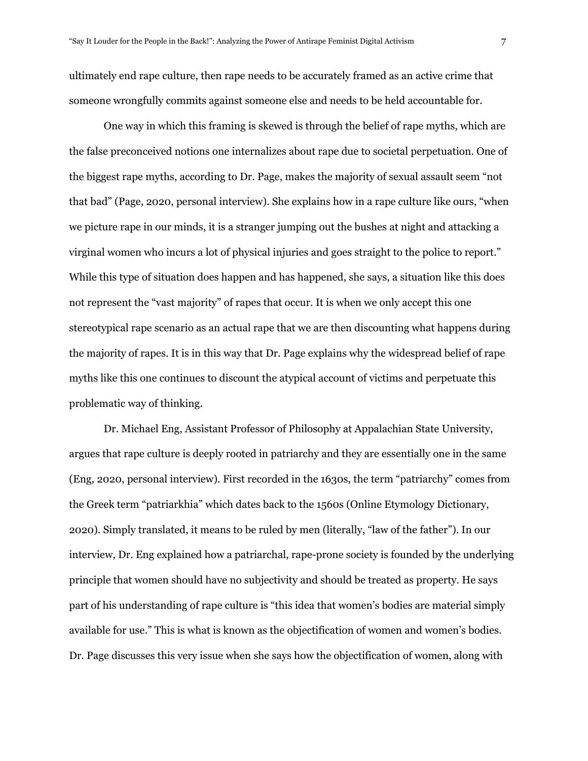ultimately end rape culture, then rape needs to be accurately framed as an active crime that someone wrongfully commits against someone else and needs to be held accountable for.

One way in which this framing is skewed is through the belief of rape myths, which are the false preconceived notions one internalizes about rape due to societal perpetuation. One of the biggest rape myths, according to Dr. Page, makes the majority of sexual assault seem "not that bad" (Page, 2020, personal interview). She explains how in a rape culture like ours, "when we picture rape in our minds, it is a stranger jumping out the bushes at night and attacking a virginal women who incurs a lot of physical injuries and goes straight to the police to report." While this type of situation does happen and has happened, she says, a situation like this does not represent the "vast majority" of rapes that occur. It is when we only accept this one stereotypical rape scenario as an actual rape that we are then discounting what happens during the majority of rapes. It is in this way that Dr. Page explains why the widespread belief of rape myths like this one continues to discount the atypical account of victims and perpetuate this problematic way of thinking.

Dr. Michael Eng, Assistant Professor of Philosophy at Appalachian State University, argues that rape culture is deeply rooted in patriarchy and they are essentially one in the same (Eng, 2020, personal interview). First recorded in the 1630s, the term "patriarchy" comes from the Greek term "patriarkhia" which dates back to the 1560s (Online Etymology Dictionary, 2020). Simply translated, it means to be ruled by men (literally, "law of the father"). In our interview, Dr. Eng explained how a patriarchal, rape-prone society is founded by the underlying principle that women should have no subjectivity and should be treated as property. He says part of his understanding of rape culture is "this idea that women's bodies are material simply available for use." This is what is known as the objectification of women and women's bodies. Dr. Page discusses this very issue when she says how the objectification of women, along with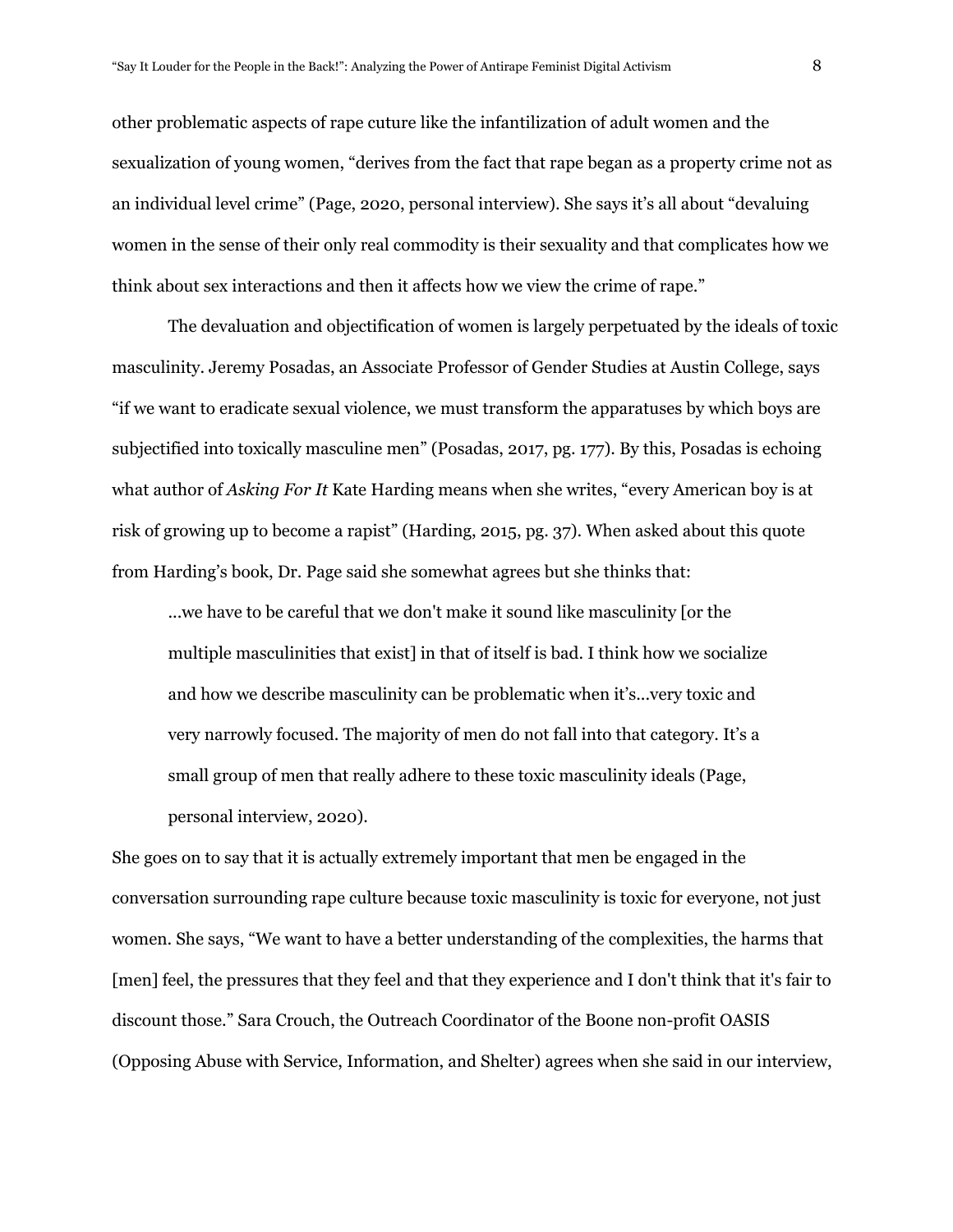other problematic aspects of rape cuture like the infantilization of adult women and the sexualization of young women, "derives from the fact that rape began as a property crime not as an individual level crime" (Page, 2020, personal interview). She says it's all about "devaluing women in the sense of their only real commodity is their sexuality and that complicates how we think about sex interactions and then it affects how we view the crime of rape."

The devaluation and objectification of women is largely perpetuated by the ideals of toxic masculinity. Jeremy Posadas, an Associate Professor of Gender Studies at Austin College, says "if we want to eradicate sexual violence, we must transform the apparatuses by which boys are subjectified into toxically masculine men" (Posadas, 2017, pg. 177). By this, Posadas is echoing what author of *Asking For It* Kate Harding means when she writes, "every American boy is at risk of growing up to become a rapist" (Harding, 2015, pg. 37). When asked about this quote from Harding's book, Dr. Page said she somewhat agrees but she thinks that:

> ...we have to be careful that we don't make it sound like masculinity [or the multiple masculinities that exist] in that of itself is bad. I think how we socialize and how we describe masculinity can be problematic when it's...very toxic and very narrowly focused. The majority of men do not fall into that category. It's a small group of men that really adhere to these toxic masculinity ideals (Page, personal interview, 2020).

She goes on to say that it is actually extremely important that men be engaged in the conversation surrounding rape culture because toxic masculinity is toxic for everyone, not just women. She says, "We want to have a better understanding of the complexities, the harms that [men] feel, the pressures that they feel and that they experience and I don't think that it's fair to discount those." Sara Crouch, the Outreach Coordinator of the Boone non-profit OASIS (Opposing Abuse with Service, Information, and Shelter) agrees when she said in our interview,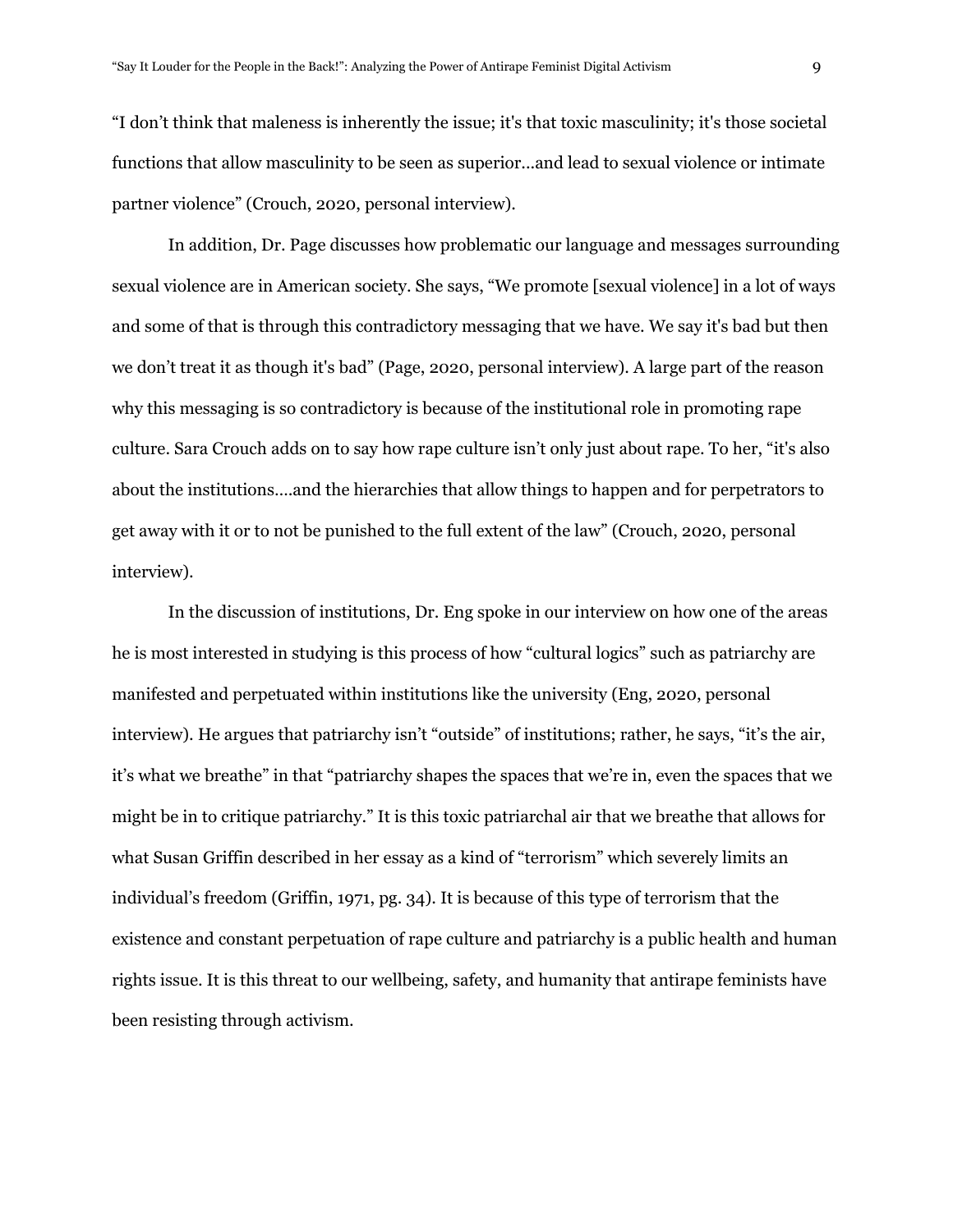"I don't think that maleness is inherently the issue; it's that toxic masculinity; it's those societal functions that allow masculinity to be seen as superior…and lead to sexual violence or intimate partner violence" (Crouch, 2020, personal interview).

In addition, Dr. Page discusses how problematic our language and messages surrounding sexual violence are in American society. She says, "We promote [sexual violence] in a lot of ways and some of that is through this contradictory messaging that we have. We say it's bad but then we don't treat it as though it's bad" (Page, 2020, personal interview). A large part of the reason why this messaging is so contradictory is because of the institutional role in promoting rape culture. Sara Crouch adds on to say how rape culture isn't only just about rape. To her, "it's also about the institutions….and the hierarchies that allow things to happen and for perpetrators to get away with it or to not be punished to the full extent of the law" (Crouch, 2020, personal interview).

In the discussion of institutions, Dr. Eng spoke in our interview on how one of the areas he is most interested in studying is this process of how "cultural logics" such as patriarchy are manifested and perpetuated within institutions like the university (Eng, 2020, personal interview). He argues that patriarchy isn't "outside" of institutions; rather, he says, "it's the air, it's what we breathe" in that "patriarchy shapes the spaces that we're in, even the spaces that we might be in to critique patriarchy." It is this toxic patriarchal air that we breathe that allows for what Susan Griffin described in her essay as a kind of "terrorism" which severely limits an individual's freedom (Griffin, 1971, pg. 34). It is because of this type of terrorism that the existence and constant perpetuation of rape culture and patriarchy is a public health and human rights issue. It is this threat to our wellbeing, safety, and humanity that antirape feminists have been resisting through activism.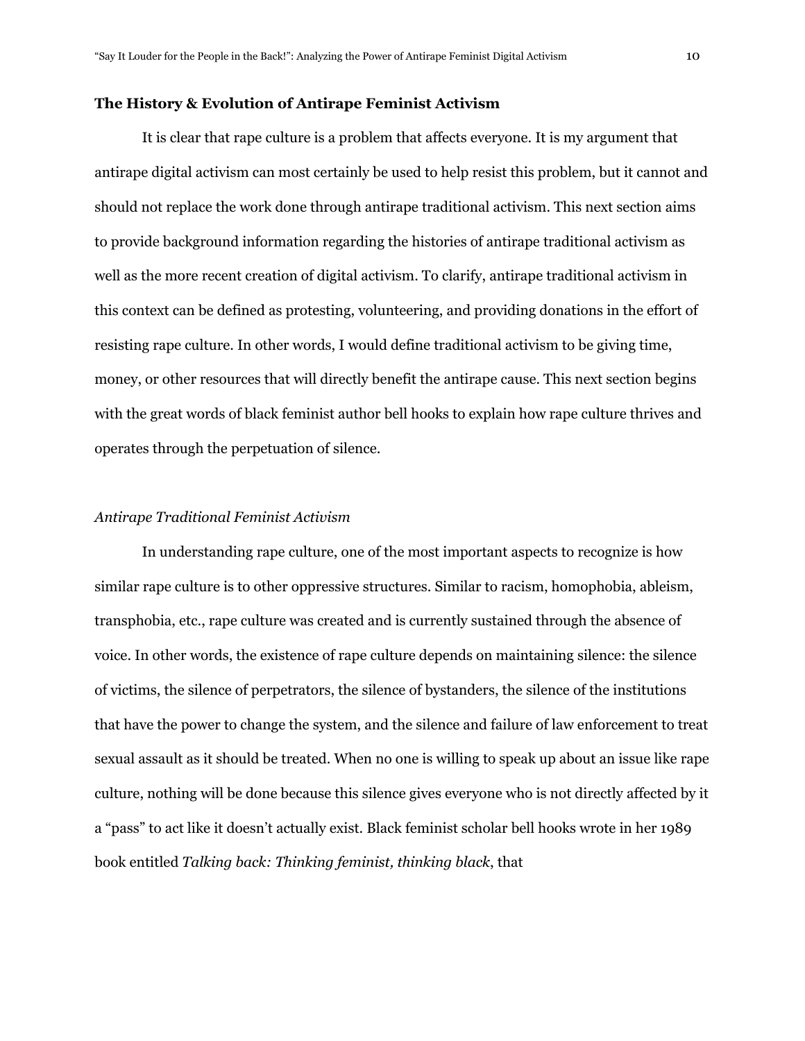**The History & Evolution of Antirape Feminist Activism**

It is clear that rape culture is a problem that affects everyone. It is my argument that antirape digital activism can most certainly be used to help resist this problem, but it cannot and should not replace the work done through antirape traditional activism. This next section aims to provide background information regarding the histories of antirape traditional activism as well as the more recent creation of digital activism. To clarify, antirape traditional activism in this context can be defined as protesting, volunteering, and providing donations in the effort of resisting rape culture. In other words, I would define traditional activism to be giving time, money, or other resources that will directly benefit the antirape cause. This next section begins with the great words of black feminist author bell hooks to explain how rape culture thrives and operates through the perpetuation of silence.

*Antirape Traditional Feminist Activism*

In understanding rape culture, one of the most important aspects to recognize is how similar rape culture is to other oppressive structures. Similar to racism, homophobia, ableism, transphobia, etc., rape culture was created and is currently sustained through the absence of voice. In other words, the existence of rape culture depends on maintaining silence: the silence of victims, the silence of perpetrators, the silence of bystanders, the silence of the institutions that have the power to change the system, and the silence and failure of law enforcement to treat sexual assault as it should be treated. When no one is willing to speak up about an issue like rape culture, nothing will be done because this silence gives everyone who is not directly affected by it a "pass" to act like it doesn't actually exist. Black feminist scholar bell hooks wrote in her 1989 book entitled *Talking back: Thinking feminist, thinking black*, that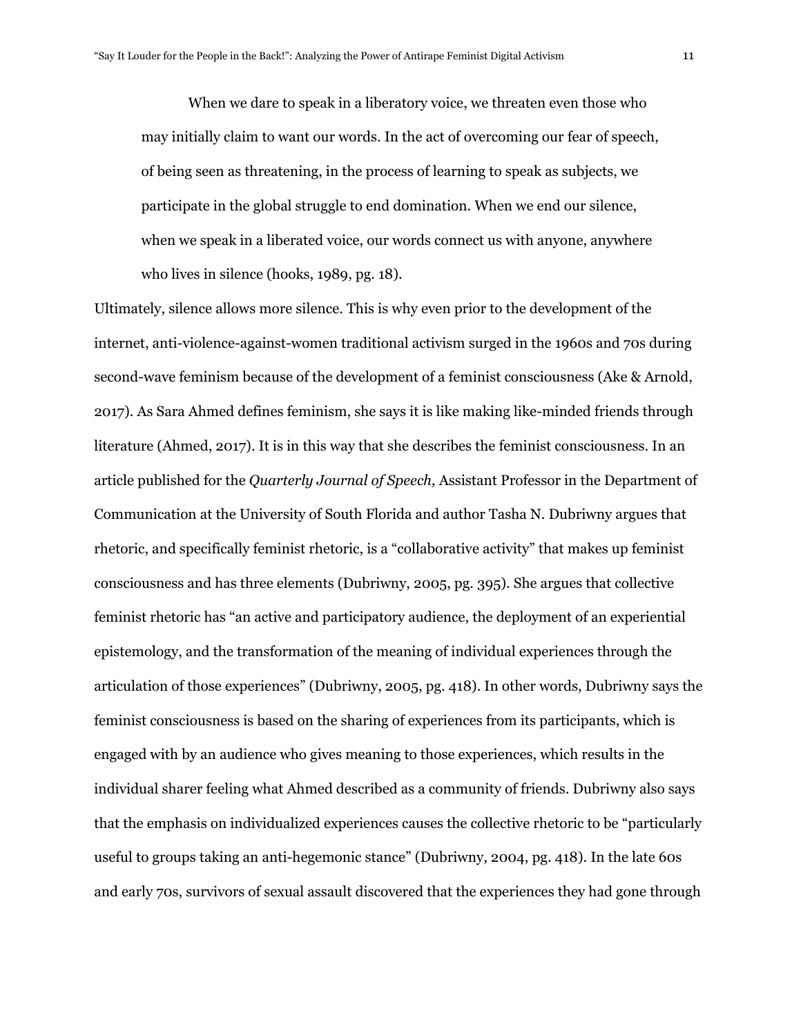> When we dare to speak in a liberatory voice, we threaten even those who may initially claim to want our words. In the act of overcoming our fear of speech, of being seen as threatening, in the process of learning to speak as subjects, we participate in the global struggle to end domination. When we end our silence, when we speak in a liberated voice, our words connect us with anyone, anywhere who lives in silence (hooks, 1989, pg. 18).

Ultimately, silence allows more silence. This is why even prior to the development of the internet, anti-violence-against-women traditional activism surged in the 1960s and 70s during second-wave feminism because of the development of a feminist consciousness (Ake & Arnold, 2017). As Sara Ahmed defines feminism, she says it is like making like-minded friends through literature (Ahmed, 2017). It is in this way that she describes the feminist consciousness. In an article published for the *Quarterly Journal of Speech,* Assistant Professor in the Department of Communication at the University of South Florida and author Tasha N. Dubriwny argues that rhetoric, and specifically feminist rhetoric, is a "collaborative activity" that makes up feminist consciousness and has three elements (Dubriwny, 2005, pg. 395). She argues that collective feminist rhetoric has "an active and participatory audience, the deployment of an experiential epistemology, and the transformation of the meaning of individual experiences through the articulation of those experiences" (Dubriwny, 2005, pg. 418). In other words, Dubriwny says the feminist consciousness is based on the sharing of experiences from its participants, which is engaged with by an audience who gives meaning to those experiences, which results in the individual sharer feeling what Ahmed described as a community of friends. Dubriwny also says that the emphasis on individualized experiences causes the collective rhetoric to be "particularly useful to groups taking an anti-hegemonic stance" (Dubriwny, 2004, pg. 418). In the late 60s and early 70s, survivors of sexual assault discovered that the experiences they had gone through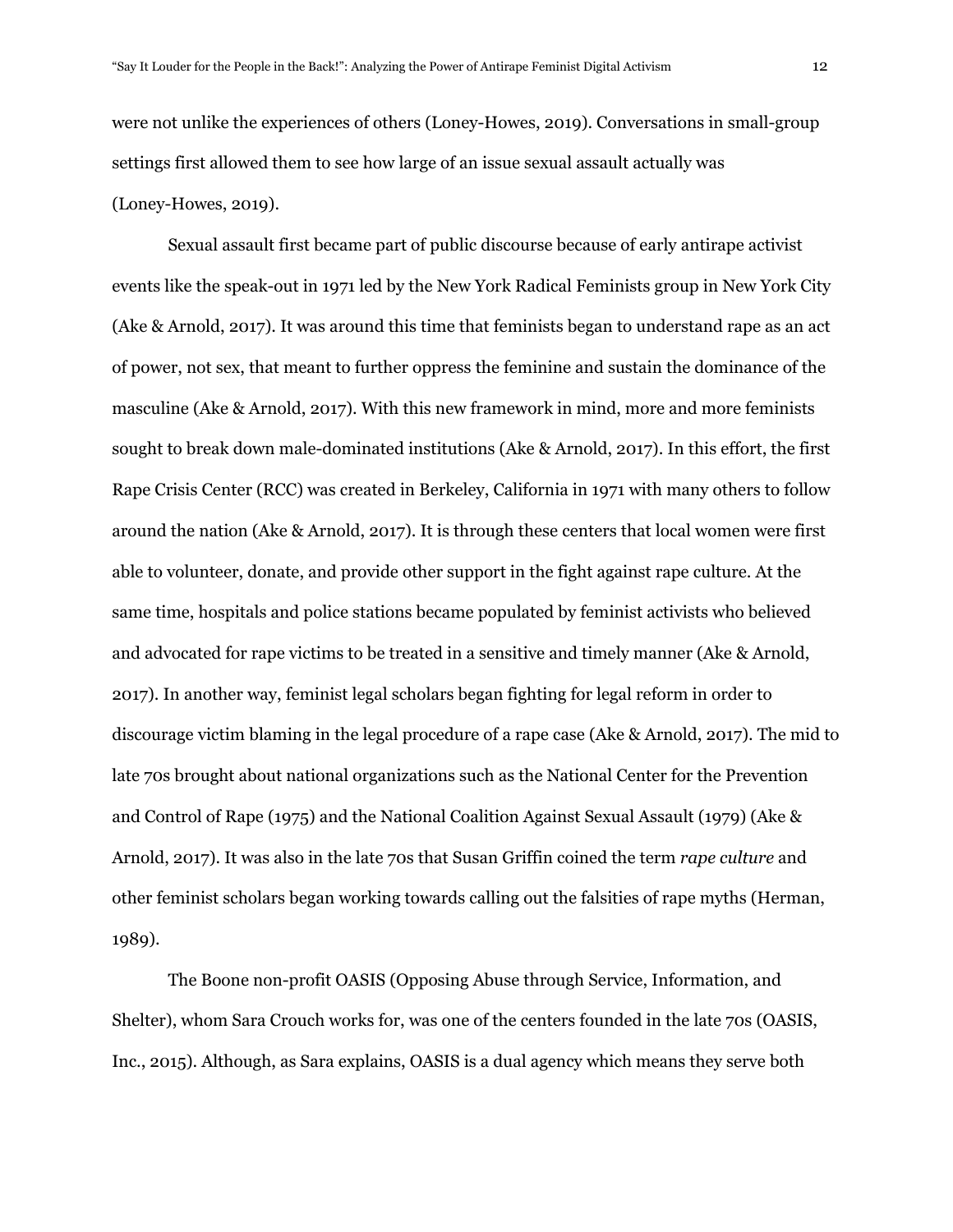were not unlike the experiences of others (Loney-Howes, 2019). Conversations in small-group settings first allowed them to see how large of an issue sexual assault actually was (Loney-Howes, 2019).

Sexual assault first became part of public discourse because of early antirape activist events like the speak-out in 1971 led by the New York Radical Feminists group in New York City (Ake & Arnold, 2017). It was around this time that feminists began to understand rape as an act of power, not sex, that meant to further oppress the feminine and sustain the dominance of the masculine (Ake & Arnold, 2017). With this new framework in mind, more and more feminists sought to break down male-dominated institutions (Ake & Arnold, 2017). In this effort, the first Rape Crisis Center (RCC) was created in Berkeley, California in 1971 with many others to follow around the nation (Ake & Arnold, 2017). It is through these centers that local women were first able to volunteer, donate, and provide other support in the fight against rape culture. At the same time, hospitals and police stations became populated by feminist activists who believed and advocated for rape victims to be treated in a sensitive and timely manner (Ake & Arnold, 2017). In another way, feminist legal scholars began fighting for legal reform in order to discourage victim blaming in the legal procedure of a rape case (Ake & Arnold, 2017). The mid to late 70s brought about national organizations such as the National Center for the Prevention and Control of Rape (1975) and the National Coalition Against Sexual Assault (1979) (Ake & Arnold, 2017). It was also in the late 70s that Susan Griffin coined the term *rape culture* and other feminist scholars began working towards calling out the falsities of rape myths (Herman, 1989).

The Boone non-profit OASIS (Opposing Abuse through Service, Information, and Shelter), whom Sara Crouch works for, was one of the centers founded in the late 70s (OASIS, Inc., 2015). Although, as Sara explains, OASIS is a dual agency which means they serve both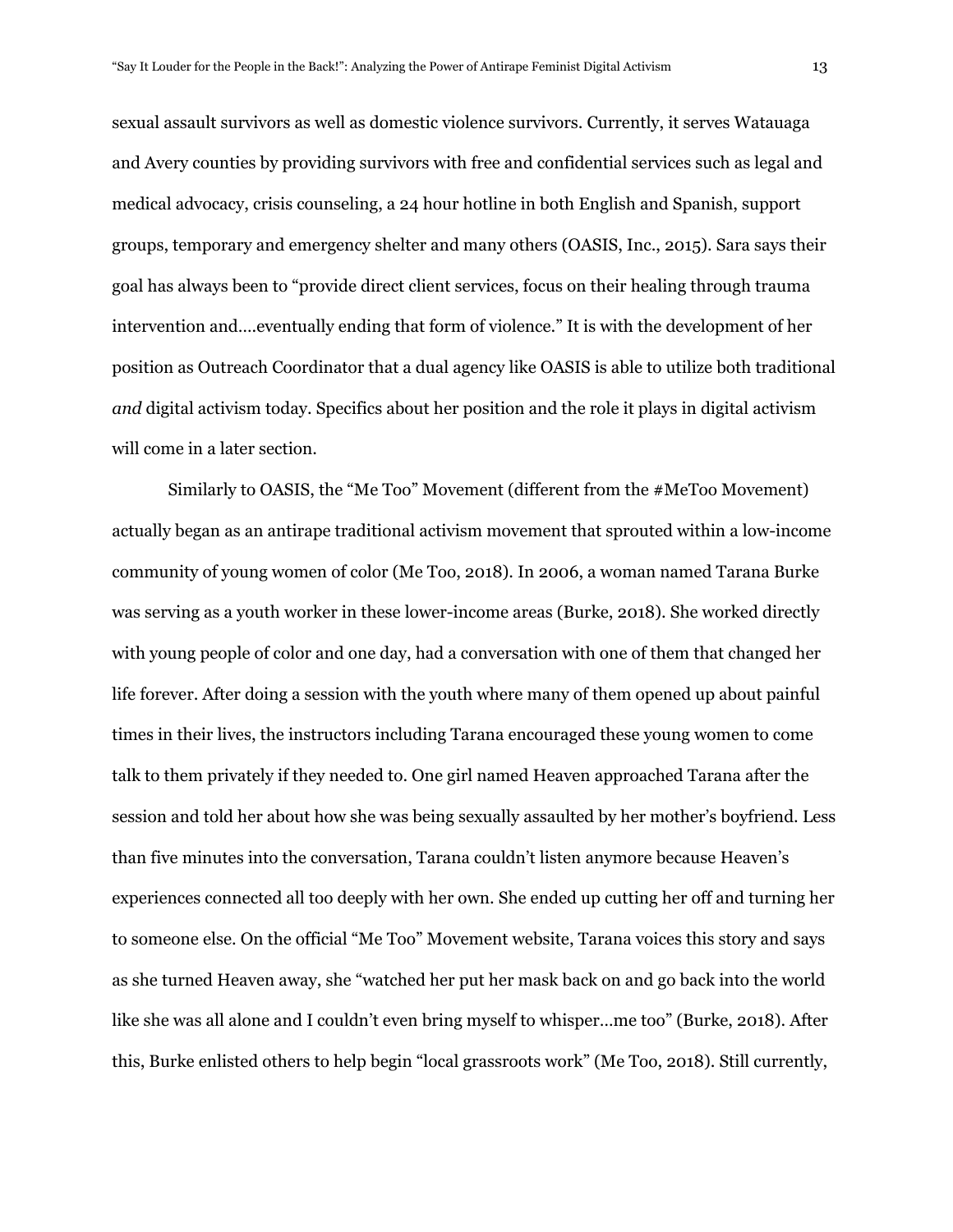sexual assault survivors as well as domestic violence survivors. Currently, it serves Watauaga and Avery counties by providing survivors with free and confidential services such as legal and medical advocacy, crisis counseling, a 24 hour hotline in both English and Spanish, support groups, temporary and emergency shelter and many others (OASIS, Inc., 2015). Sara says their goal has always been to "provide direct client services, focus on their healing through trauma intervention and....eventually ending that form of violence." It is with the development of her position as Outreach Coordinator that a dual agency like OASIS is able to utilize both traditional *and* digital activism today. Specifics about her position and the role it plays in digital activism will come in a later section.

Similarly to OASIS, the "Me Too" Movement (different from the #MeToo Movement) actually began as an antirape traditional activism movement that sprouted within a low-income community of young women of color (Me Too, 2018). In 2006, a woman named Tarana Burke was serving as a youth worker in these lower-income areas (Burke, 2018). She worked directly with young people of color and one day, had a conversation with one of them that changed her life forever. After doing a session with the youth where many of them opened up about painful times in their lives, the instructors including Tarana encouraged these young women to come talk to them privately if they needed to. One girl named Heaven approached Tarana after the session and told her about how she was being sexually assaulted by her mother's boyfriend. Less than five minutes into the conversation, Tarana couldn't listen anymore because Heaven's experiences connected all too deeply with her own. She ended up cutting her off and turning her to someone else. On the official "Me Too" Movement website, Tarana voices this story and says as she turned Heaven away, she "watched her put her mask back on and go back into the world like she was all alone and I couldn't even bring myself to whisper…me too" (Burke, 2018). After this, Burke enlisted others to help begin "local grassroots work" (Me Too, 2018). Still currently,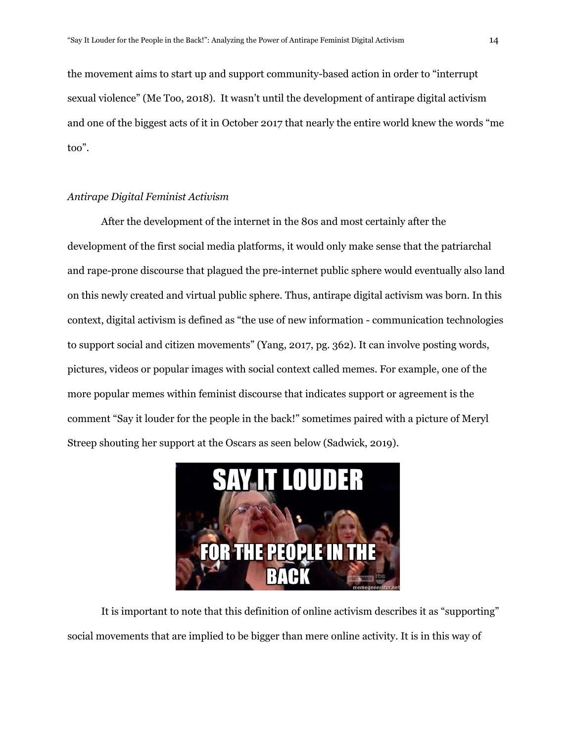the movement aims to start up and support community-based action in order to "interrupt sexual violence" (Me Too, 2018). It wasn't until the development of antirape digital activism and one of the biggest acts of it in October 2017 that nearly the entire world knew the words "me too".

*Antirape Digital Feminist Activism*

After the development of the internet in the 80s and most certainly after the development of the first social media platforms, it would only make sense that the patriarchal and rape-prone discourse that plagued the pre-internet public sphere would eventually also land on this newly created and virtual public sphere. Thus, antirape digital activism was born. In this context, digital activism is defined as "the use of new information - communication technologies to support social and citizen movements" (Yang, 2017, pg. 362). It can involve posting words, pictures, videos or popular images with social context called memes. For example, one of the more popular memes within feminist discourse that indicates support or agreement is the comment "Say it louder for the people in the back!" sometimes paired with a picture of Meryl Streep shouting her support at the Oscars as seen below (Sadwick, 2019).

It is important to note that this definition of online activism describes it as "supporting" social movements that are implied to be bigger than mere online activity. It is in this way of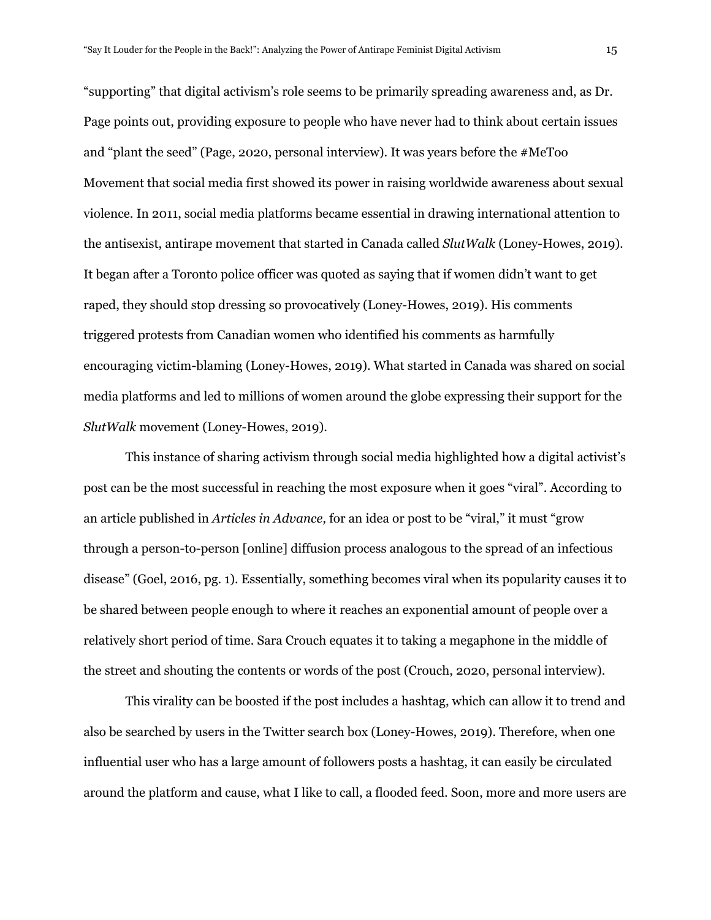“supporting” that digital activism’s role seems to be primarily spreading awareness and, as Dr. Page points out, providing exposure to people who have never had to think about certain issues and “plant the seed” (Page, 2020, personal interview). It was years before the #MeToo Movement that social media first showed its power in raising worldwide awareness about sexual violence. In 2011, social media platforms became essential in drawing international attention to the antisexist, antirape movement that started in Canada called *SlutWalk* (Loney-Howes, 2019). It began after a Toronto police officer was quoted as saying that if women didn’t want to get raped, they should stop dressing so provocatively (Loney-Howes, 2019). His comments triggered protests from Canadian women who identified his comments as harmfully encouraging victim-blaming (Loney-Howes, 2019). What started in Canada was shared on social media platforms and led to millions of women around the globe expressing their support for the *SlutWalk* movement (Loney-Howes, 2019).

This instance of sharing activism through social media highlighted how a digital activist’s post can be the most successful in reaching the most exposure when it goes “viral”. According to an article published in *Articles in Advance,* for an idea or post to be “viral,” it must “grow through a person-to-person [online] diffusion process analogous to the spread of an infectious disease” (Goel, 2016, pg. 1). Essentially, something becomes viral when its popularity causes it to be shared between people enough to where it reaches an exponential amount of people over a relatively short period of time. Sara Crouch equates it to taking a megaphone in the middle of the street and shouting the contents or words of the post (Crouch, 2020, personal interview).

This virality can be boosted if the post includes a hashtag, which can allow it to trend and also be searched by users in the Twitter search box (Loney-Howes, 2019). Therefore, when one influential user who has a large amount of followers posts a hashtag, it can easily be circulated around the platform and cause, what I like to call, a flooded feed. Soon, more and more users are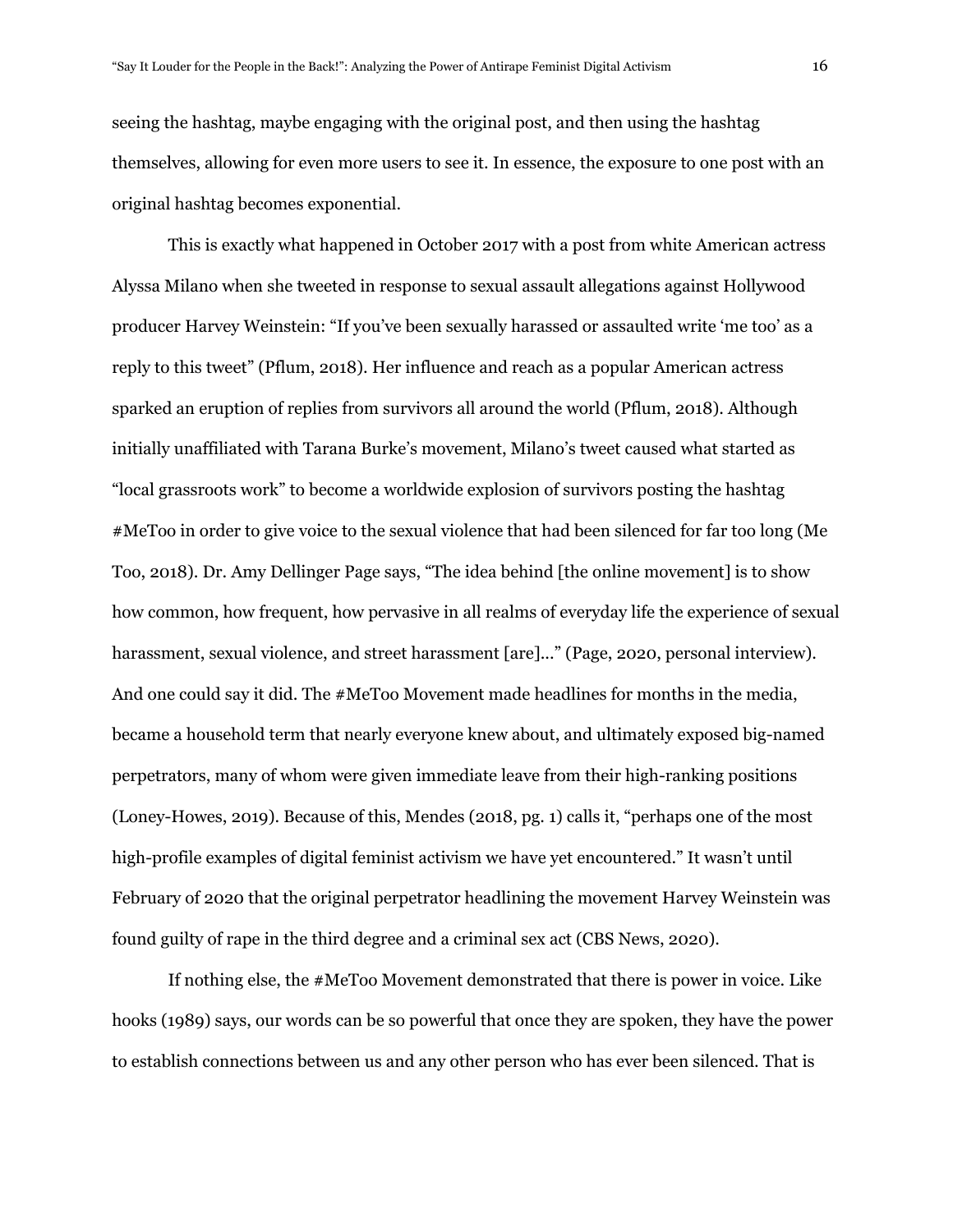seeing the hashtag, maybe engaging with the original post, and then using the hashtag themselves, allowing for even more users to see it. In essence, the exposure to one post with an original hashtag becomes exponential.

This is exactly what happened in October 2017 with a post from white American actress Alyssa Milano when she tweeted in response to sexual assault allegations against Hollywood producer Harvey Weinstein: "If you've been sexually harassed or assaulted write 'me too' as a reply to this tweet" (Pflum, 2018). Her influence and reach as a popular American actress sparked an eruption of replies from survivors all around the world (Pflum, 2018). Although initially unaffiliated with Tarana Burke's movement, Milano's tweet caused what started as "local grassroots work" to become a worldwide explosion of survivors posting the hashtag #MeToo in order to give voice to the sexual violence that had been silenced for far too long (Me Too, 2018). Dr. Amy Dellinger Page says, "The idea behind [the online movement] is to show how common, how frequent, how pervasive in all realms of everyday life the experience of sexual harassment, sexual violence, and street harassment [are]…" (Page, 2020, personal interview). And one could say it did. The #MeToo Movement made headlines for months in the media, became a household term that nearly everyone knew about, and ultimately exposed big-named perpetrators, many of whom were given immediate leave from their high-ranking positions (Loney-Howes, 2019). Because of this, Mendes (2018, pg. 1) calls it, "perhaps one of the most high-profile examples of digital feminist activism we have yet encountered." It wasn't until February of 2020 that the original perpetrator headlining the movement Harvey Weinstein was found guilty of rape in the third degree and a criminal sex act (CBS News, 2020).

If nothing else, the #MeToo Movement demonstrated that there is power in voice. Like hooks (1989) says, our words can be so powerful that once they are spoken, they have the power to establish connections between us and any other person who has ever been silenced. That is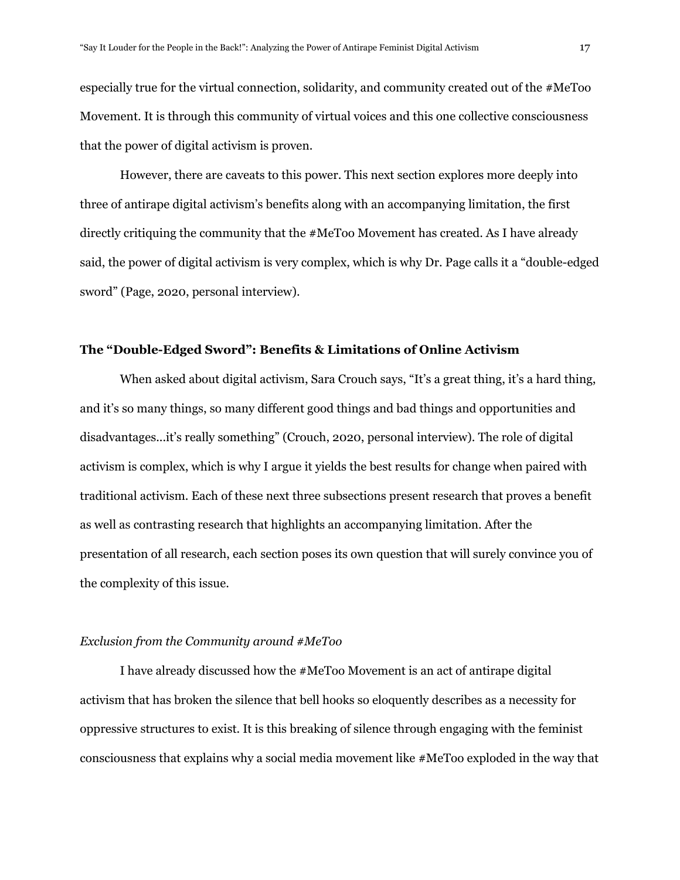especially true for the virtual connection, solidarity, and community created out of the #MeToo Movement. It is through this community of virtual voices and this one collective consciousness that the power of digital activism is proven.

However, there are caveats to this power. This next section explores more deeply into three of antirape digital activism's benefits along with an accompanying limitation, the first directly critiquing the community that the #MeToo Movement has created. As I have already said, the power of digital activism is very complex, which is why Dr. Page calls it a "double-edged sword" (Page, 2020, personal interview).

## The "Double-Edged Sword": Benefits & Limitations of Online Activism

When asked about digital activism, Sara Crouch says, "It's a great thing, it's a hard thing, and it's so many things, so many different good things and bad things and opportunities and disadvantages…it's really something" (Crouch, 2020, personal interview). The role of digital activism is complex, which is why I argue it yields the best results for change when paired with traditional activism. Each of these next three subsections present research that proves a benefit as well as contrasting research that highlights an accompanying limitation. After the presentation of all research, each section poses its own question that will surely convince you of the complexity of this issue.

### *Exclusion from the Community around #MeToo*

I have already discussed how the #MeToo Movement is an act of antirape digital activism that has broken the silence that bell hooks so eloquently describes as a necessity for oppressive structures to exist. It is this breaking of silence through engaging with the feminist consciousness that explains why a social media movement like #MeToo exploded in the way that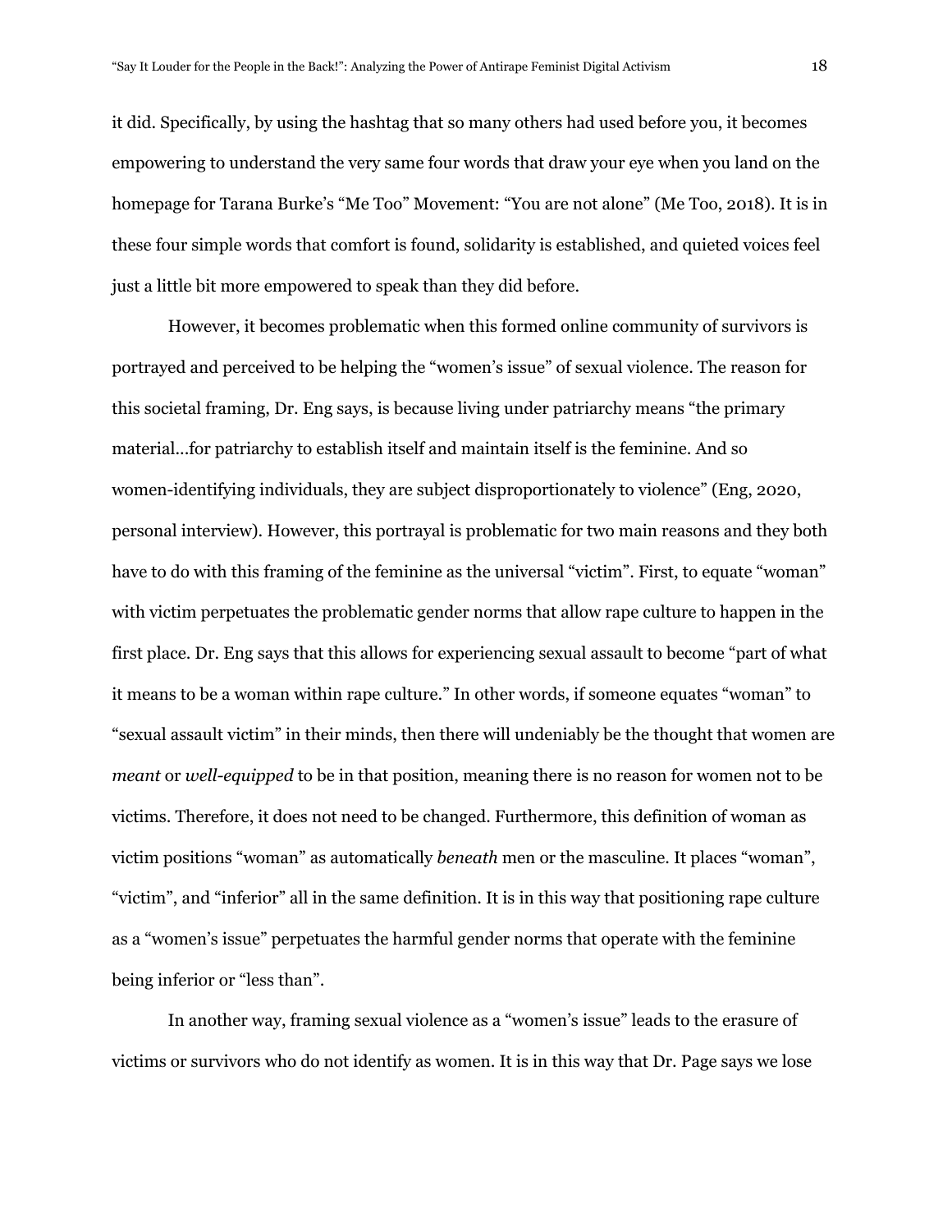it did. Specifically, by using the hashtag that so many others had used before you, it becomes empowering to understand the very same four words that draw your eye when you land on the homepage for Tarana Burke's "Me Too" Movement: "You are not alone" (Me Too, 2018). It is in these four simple words that comfort is found, solidarity is established, and quieted voices feel just a little bit more empowered to speak than they did before.

However, it becomes problematic when this formed online community of survivors is portrayed and perceived to be helping the "women's issue" of sexual violence. The reason for this societal framing, Dr. Eng says, is because living under patriarchy means "the primary material…for patriarchy to establish itself and maintain itself is the feminine. And so women-identifying individuals, they are subject disproportionately to violence" (Eng, 2020, personal interview). However, this portrayal is problematic for two main reasons and they both have to do with this framing of the feminine as the universal "victim". First, to equate "woman" with victim perpetuates the problematic gender norms that allow rape culture to happen in the first place. Dr. Eng says that this allows for experiencing sexual assault to become "part of what it means to be a woman within rape culture." In other words, if someone equates "woman" to "sexual assault victim" in their minds, then there will undeniably be the thought that women are *meant* or *well-equipped* to be in that position, meaning there is no reason for women not to be victims. Therefore, it does not need to be changed. Furthermore, this definition of woman as victim positions "woman" as automatically *beneath* men or the masculine. It places "woman", "victim", and "inferior" all in the same definition. It is in this way that positioning rape culture as a "women's issue" perpetuates the harmful gender norms that operate with the feminine being inferior or "less than".

In another way, framing sexual violence as a "women's issue" leads to the erasure of victims or survivors who do not identify as women. It is in this way that Dr. Page says we lose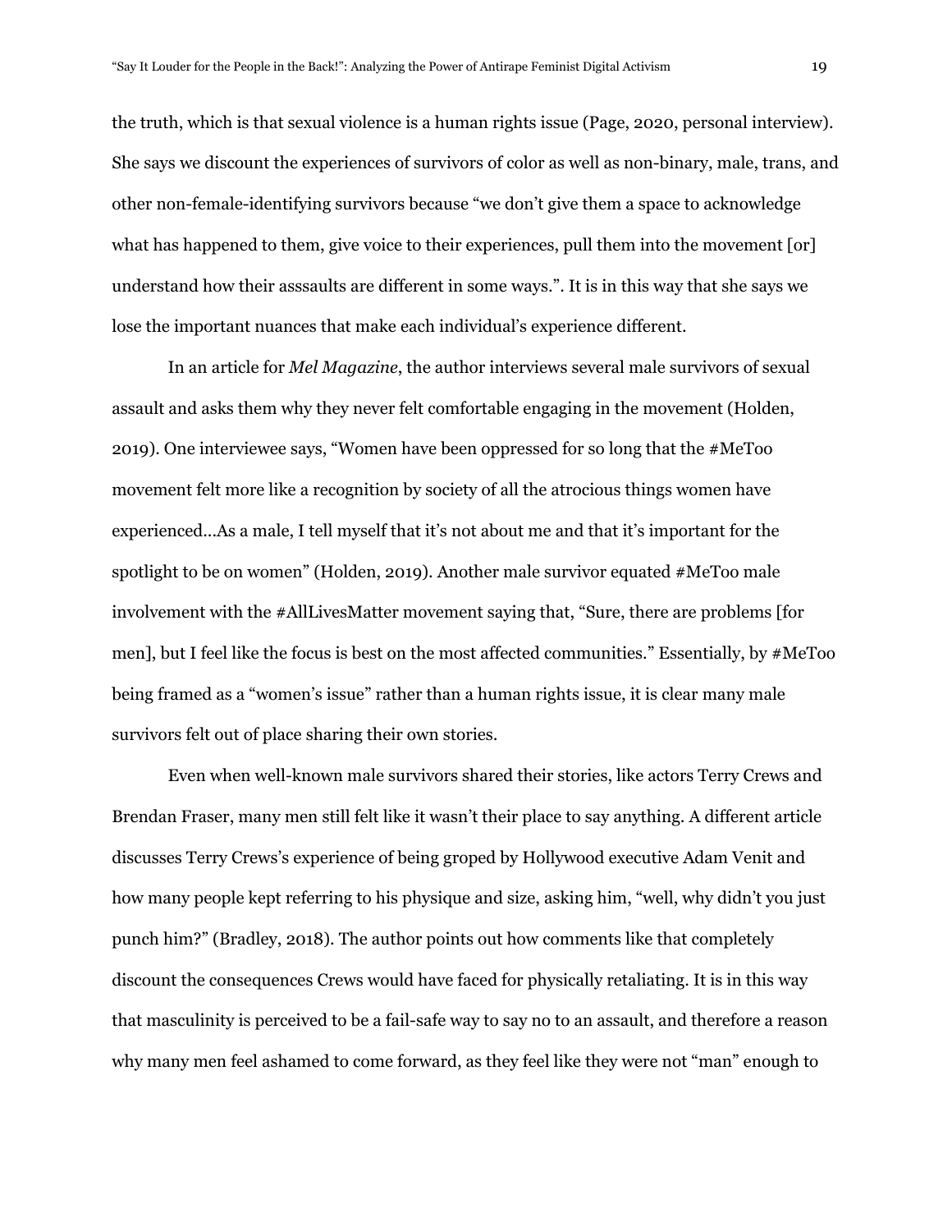the truth, which is that sexual violence is a human rights issue (Page, 2020, personal interview). She says we discount the experiences of survivors of color as well as non-binary, male, trans, and other non-female-identifying survivors because “we don’t give them a space to acknowledge what has happened to them, give voice to their experiences, pull them into the movement [or] understand how their asssaults are different in some ways.”. It is in this way that she says we lose the important nuances that make each individual’s experience different.

In an article for *Mel Magazine*, the author interviews several male survivors of sexual assault and asks them why they never felt comfortable engaging in the movement (Holden, 2019). One interviewee says, “Women have been oppressed for so long that the #MeToo movement felt more like a recognition by society of all the atrocious things women have experienced…As a male, I tell myself that it’s not about me and that it’s important for the spotlight to be on women” (Holden, 2019). Another male survivor equated #MeToo male involvement with the #AllLivesMatter movement saying that, “Sure, there are problems [for men], but I feel like the focus is best on the most affected communities.” Essentially, by #MeToo being framed as a “women’s issue” rather than a human rights issue, it is clear many male survivors felt out of place sharing their own stories.

Even when well-known male survivors shared their stories, like actors Terry Crews and Brendan Fraser, many men still felt like it wasn’t their place to say anything. A different article discusses Terry Crews’s experience of being groped by Hollywood executive Adam Venit and how many people kept referring to his physique and size, asking him, “well, why didn’t you just punch him?” (Bradley, 2018). The author points out how comments like that completely discount the consequences Crews would have faced for physically retaliating. It is in this way that masculinity is perceived to be a fail-safe way to say no to an assault, and therefore a reason why many men feel ashamed to come forward, as they feel like they were not “man” enough to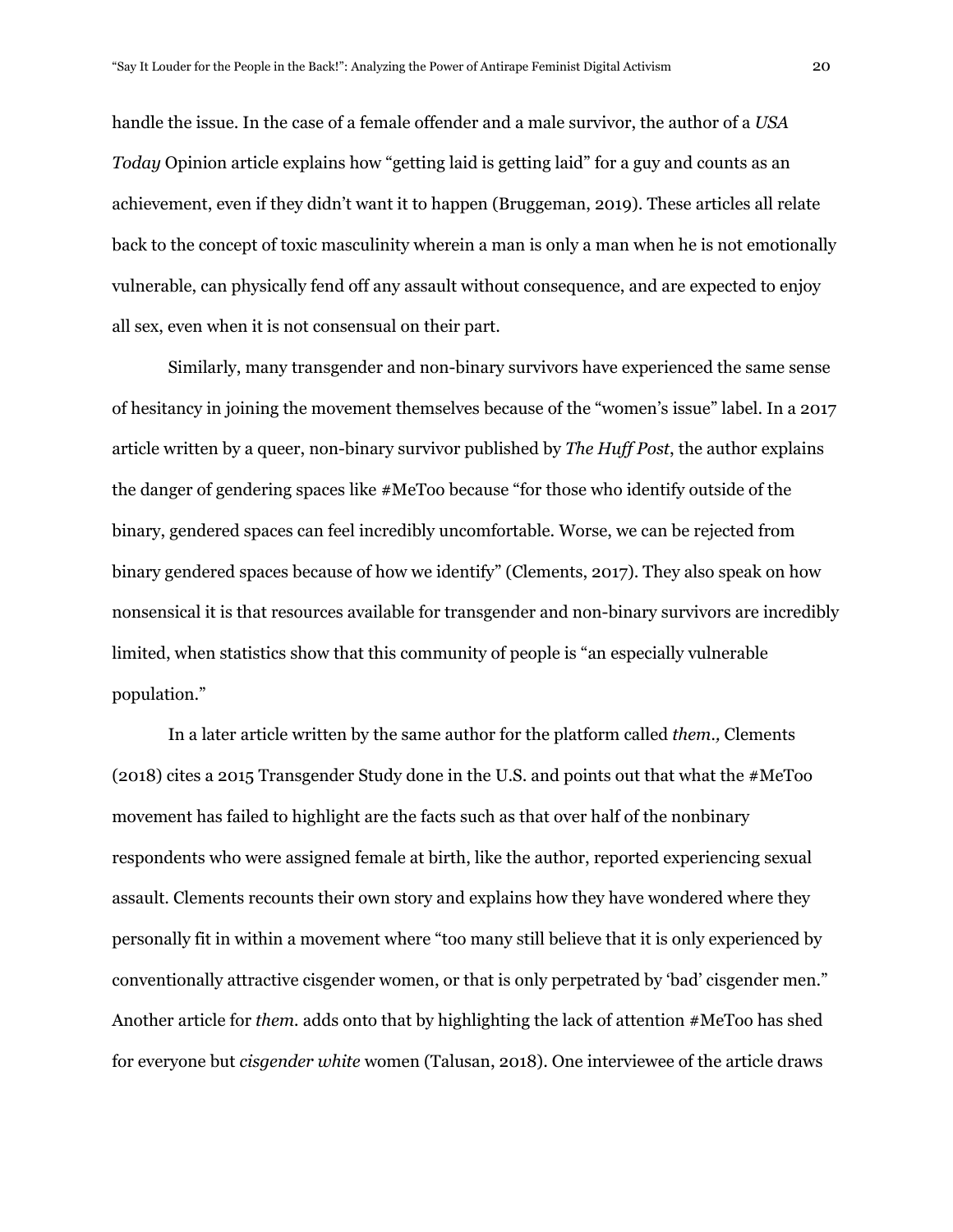handle the issue. In the case of a female offender and a male survivor, the author of a *USA Today* Opinion article explains how "getting laid is getting laid" for a guy and counts as an achievement, even if they didn't want it to happen (Bruggeman, 2019). These articles all relate back to the concept of toxic masculinity wherein a man is only a man when he is not emotionally vulnerable, can physically fend off any assault without consequence, and are expected to enjoy all sex, even when it is not consensual on their part.

Similarly, many transgender and non-binary survivors have experienced the same sense of hesitancy in joining the movement themselves because of the "women's issue" label. In a 2017 article written by a queer, non-binary survivor published by *The Huff Post*, the author explains the danger of gendering spaces like #MeToo because "for those who identify outside of the binary, gendered spaces can feel incredibly uncomfortable. Worse, we can be rejected from binary gendered spaces because of how we identify" (Clements, 2017). They also speak on how nonsensical it is that resources available for transgender and non-binary survivors are incredibly limited, when statistics show that this community of people is "an especially vulnerable population."

In a later article written by the same author for the platform called *them.,* Clements (2018) cites a 2015 Transgender Study done in the U.S. and points out that what the #MeToo movement has failed to highlight are the facts such as that over half of the nonbinary respondents who were assigned female at birth, like the author, reported experiencing sexual assault. Clements recounts their own story and explains how they have wondered where they personally fit in within a movement where "too many still believe that it is only experienced by conventionally attractive cisgender women, or that is only perpetrated by 'bad' cisgender men." Another article for *them.* adds onto that by highlighting the lack of attention #MeToo has shed for everyone but *cisgender white* women (Talusan, 2018). One interviewee of the article draws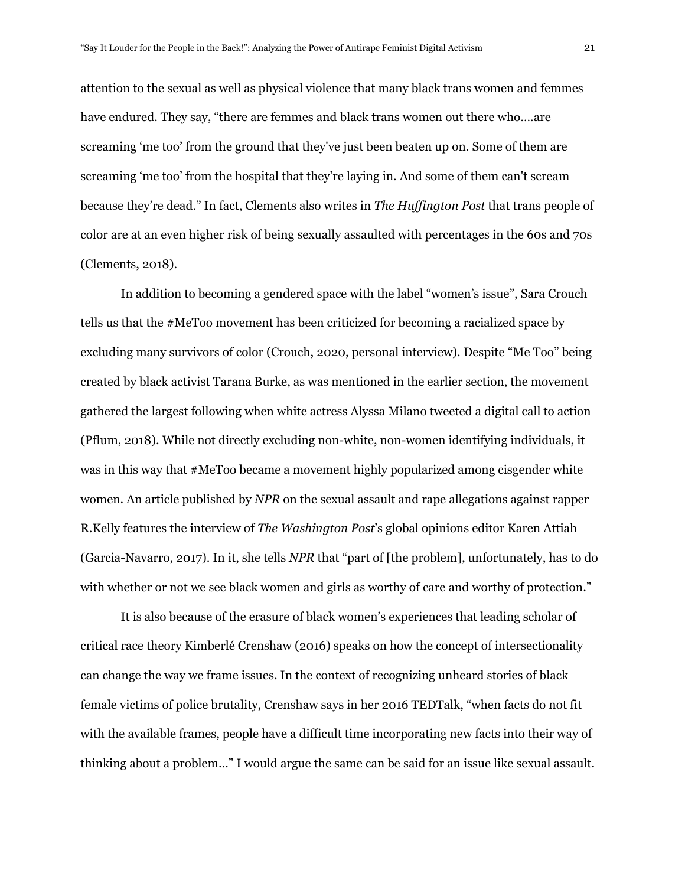attention to the sexual as well as physical violence that many black trans women and femmes have endured. They say, "there are femmes and black trans women out there who....are screaming 'me too' from the ground that they've just been beaten up on. Some of them are screaming 'me too' from the hospital that they're laying in. And some of them can't scream because they're dead." In fact, Clements also writes in *The Huffington Post* that trans people of color are at an even higher risk of being sexually assaulted with percentages in the 60s and 70s (Clements, 2018).

In addition to becoming a gendered space with the label "women's issue", Sara Crouch tells us that the #MeToo movement has been criticized for becoming a racialized space by excluding many survivors of color (Crouch, 2020, personal interview). Despite "Me Too" being created by black activist Tarana Burke, as was mentioned in the earlier section, the movement gathered the largest following when white actress Alyssa Milano tweeted a digital call to action (Pflum, 2018). While not directly excluding non-white, non-women identifying individuals, it was in this way that #MeToo became a movement highly popularized among cisgender white women. An article published by *NPR* on the sexual assault and rape allegations against rapper R.Kelly features the interview of *The Washington Post*'s global opinions editor Karen Attiah (Garcia-Navarro, 2017). In it, she tells *NPR* that "part of [the problem], unfortunately, has to do with whether or not we see black women and girls as worthy of care and worthy of protection."

It is also because of the erasure of black women's experiences that leading scholar of critical race theory Kimberlé Crenshaw (2016) speaks on how the concept of intersectionality can change the way we frame issues. In the context of recognizing unheard stories of black female victims of police brutality, Crenshaw says in her 2016 TEDTalk, "when facts do not fit with the available frames, people have a difficult time incorporating new facts into their way of thinking about a problem..." I would argue the same can be said for an issue like sexual assault.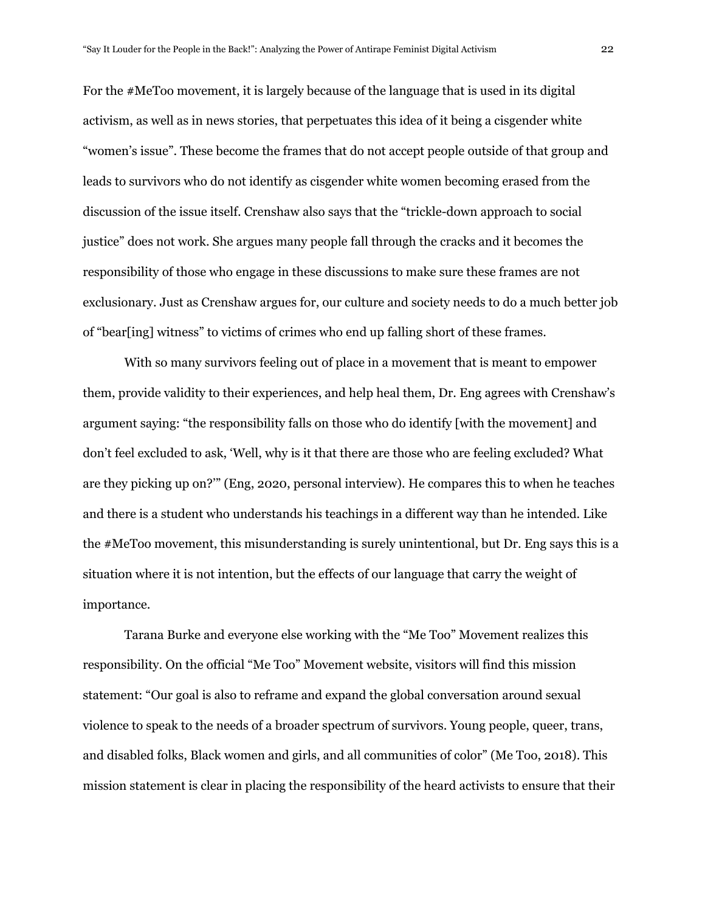For the #MeToo movement, it is largely because of the language that is used in its digital activism, as well as in news stories, that perpetuates this idea of it being a cisgender white "women's issue". These become the frames that do not accept people outside of that group and leads to survivors who do not identify as cisgender white women becoming erased from the discussion of the issue itself. Crenshaw also says that the "trickle-down approach to social justice" does not work. She argues many people fall through the cracks and it becomes the responsibility of those who engage in these discussions to make sure these frames are not exclusionary. Just as Crenshaw argues for, our culture and society needs to do a much better job of "bear[ing] witness" to victims of crimes who end up falling short of these frames.

With so many survivors feeling out of place in a movement that is meant to empower them, provide validity to their experiences, and help heal them, Dr. Eng agrees with Crenshaw's argument saying: "the responsibility falls on those who do identify [with the movement] and don't feel excluded to ask, 'Well, why is it that there are those who are feeling excluded? What are they picking up on?'" (Eng, 2020, personal interview). He compares this to when he teaches and there is a student who understands his teachings in a different way than he intended. Like the #MeToo movement, this misunderstanding is surely unintentional, but Dr. Eng says this is a situation where it is not intention, but the effects of our language that carry the weight of importance.

Tarana Burke and everyone else working with the "Me Too" Movement realizes this responsibility. On the official "Me Too" Movement website, visitors will find this mission statement: "Our goal is also to reframe and expand the global conversation around sexual violence to speak to the needs of a broader spectrum of survivors. Young people, queer, trans, and disabled folks, Black women and girls, and all communities of color" (Me Too, 2018). This mission statement is clear in placing the responsibility of the heard activists to ensure that their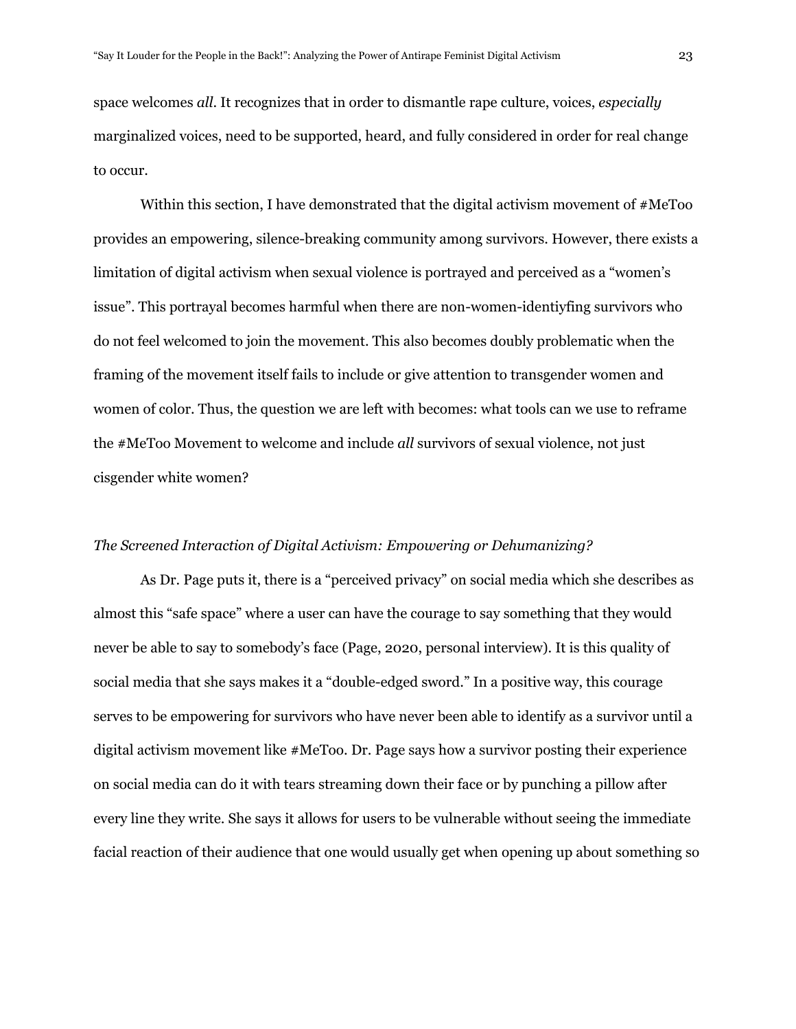space welcomes *all*. It recognizes that in order to dismantle rape culture, voices, *especially* marginalized voices, need to be supported, heard, and fully considered in order for real change to occur.

Within this section, I have demonstrated that the digital activism movement of #MeToo provides an empowering, silence-breaking community among survivors. However, there exists a limitation of digital activism when sexual violence is portrayed and perceived as a "women's issue". This portrayal becomes harmful when there are non-women-identiyfing survivors who do not feel welcomed to join the movement. This also becomes doubly problematic when the framing of the movement itself fails to include or give attention to transgender women and women of color. Thus, the question we are left with becomes: what tools can we use to reframe the #MeToo Movement to welcome and include *all* survivors of sexual violence, not just cisgender white women?

*The Screened Interaction of Digital Activism: Empowering or Dehumanizing?*

As Dr. Page puts it, there is a "perceived privacy" on social media which she describes as almost this "safe space" where a user can have the courage to say something that they would never be able to say to somebody's face (Page, 2020, personal interview). It is this quality of social media that she says makes it a "double-edged sword." In a positive way, this courage serves to be empowering for survivors who have never been able to identify as a survivor until a digital activism movement like #MeToo. Dr. Page says how a survivor posting their experience on social media can do it with tears streaming down their face or by punching a pillow after every line they write. She says it allows for users to be vulnerable without seeing the immediate facial reaction of their audience that one would usually get when opening up about something so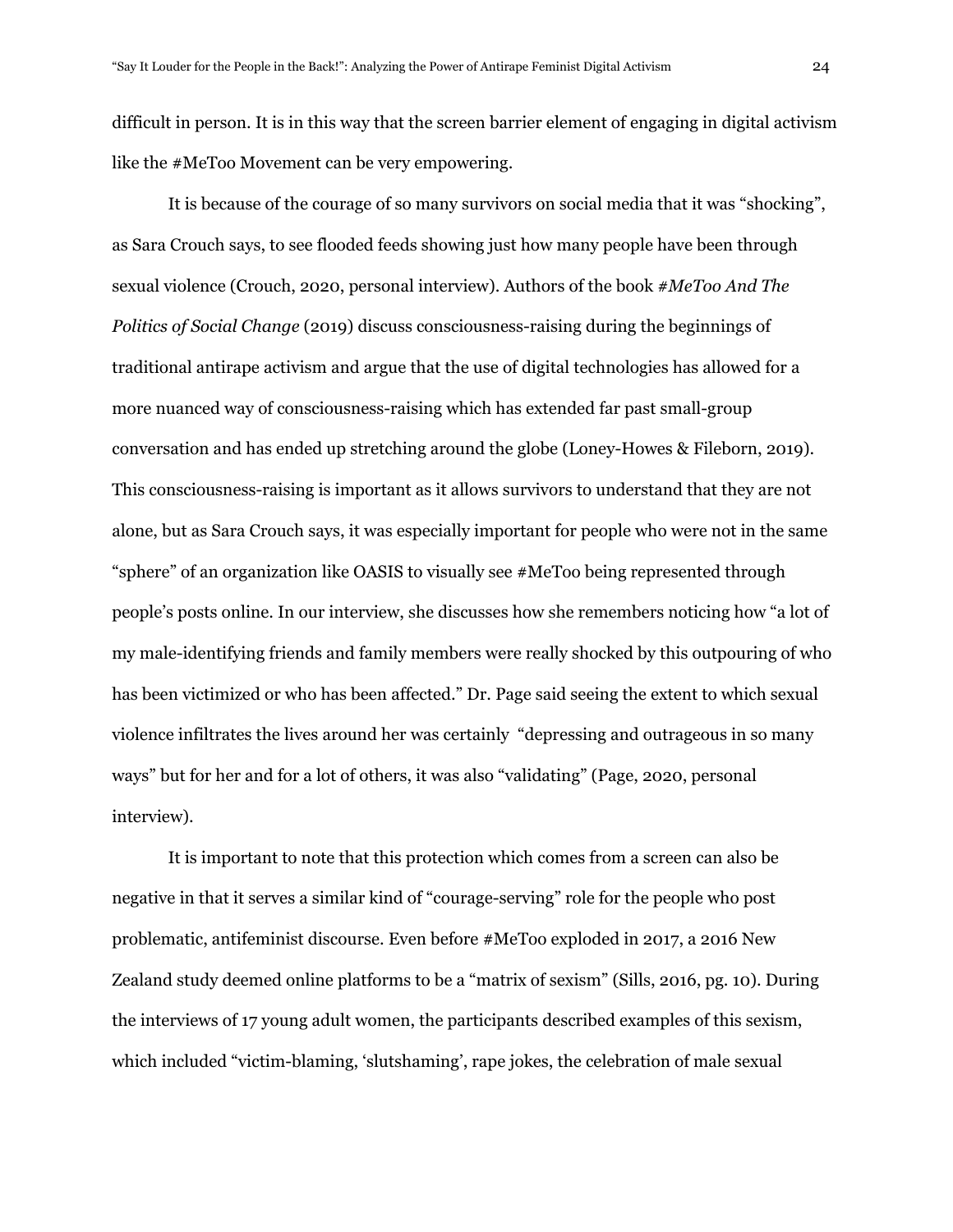difficult in person. It is in this way that the screen barrier element of engaging in digital activism like the #MeToo Movement can be very empowering.

It is because of the courage of so many survivors on social media that it was "shocking", as Sara Crouch says, to see flooded feeds showing just how many people have been through sexual violence (Crouch, 2020, personal interview). Authors of the book *#MeToo And The Politics of Social Change* (2019) discuss consciousness-raising during the beginnings of traditional antirape activism and argue that the use of digital technologies has allowed for a more nuanced way of consciousness-raising which has extended far past small-group conversation and has ended up stretching around the globe (Loney-Howes & Fileborn, 2019). This consciousness-raising is important as it allows survivors to understand that they are not alone, but as Sara Crouch says, it was especially important for people who were not in the same "sphere" of an organization like OASIS to visually see #MeToo being represented through people's posts online. In our interview, she discusses how she remembers noticing how "a lot of my male-identifying friends and family members were really shocked by this outpouring of who has been victimized or who has been affected." Dr. Page said seeing the extent to which sexual violence infiltrates the lives around her was certainly "depressing and outrageous in so many ways" but for her and for a lot of others, it was also "validating" (Page, 2020, personal interview).

It is important to note that this protection which comes from a screen can also be negative in that it serves a similar kind of "courage-serving" role for the people who post problematic, antifeminist discourse. Even before #MeToo exploded in 2017, a 2016 New Zealand study deemed online platforms to be a "matrix of sexism" (Sills, 2016, pg. 10). During the interviews of 17 young adult women, the participants described examples of this sexism, which included "victim-blaming, 'slutshaming', rape jokes, the celebration of male sexual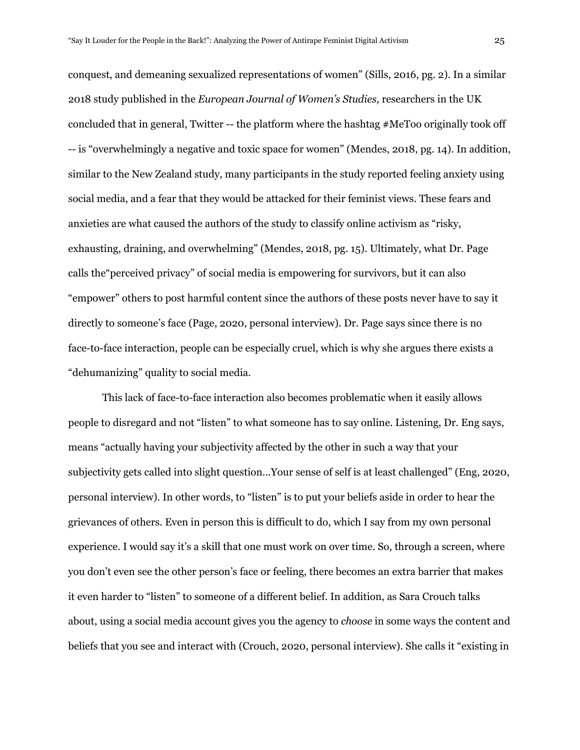conquest, and demeaning sexualized representations of women" (Sills, 2016, pg. 2). In a similar 2018 study published in the *European Journal of Women's Studies,* researchers in the UK concluded that in general, Twitter -- the platform where the hashtag #MeToo originally took off -- is "overwhelmingly a negative and toxic space for women" (Mendes, 2018, pg. 14). In addition, similar to the New Zealand study, many participants in the study reported feeling anxiety using social media, and a fear that they would be attacked for their feminist views. These fears and anxieties are what caused the authors of the study to classify online activism as "risky, exhausting, draining, and overwhelming" (Mendes, 2018, pg. 15). Ultimately, what Dr. Page calls the"perceived privacy" of social media is empowering for survivors, but it can also "empower" others to post harmful content since the authors of these posts never have to say it directly to someone's face (Page, 2020, personal interview). Dr. Page says since there is no face-to-face interaction, people can be especially cruel, which is why she argues there exists a "dehumanizing" quality to social media.

This lack of face-to-face interaction also becomes problematic when it easily allows people to disregard and not "listen" to what someone has to say online. Listening, Dr. Eng says, means "actually having your subjectivity affected by the other in such a way that your subjectivity gets called into slight question...Your sense of self is at least challenged" (Eng, 2020, personal interview). In other words, to "listen" is to put your beliefs aside in order to hear the grievances of others. Even in person this is difficult to do, which I say from my own personal experience. I would say it's a skill that one must work on over time. So, through a screen, where you don't even see the other person's face or feeling, there becomes an extra barrier that makes it even harder to "listen" to someone of a different belief. In addition, as Sara Crouch talks about, using a social media account gives you the agency to *choose* in some ways the content and beliefs that you see and interact with (Crouch, 2020, personal interview). She calls it "existing in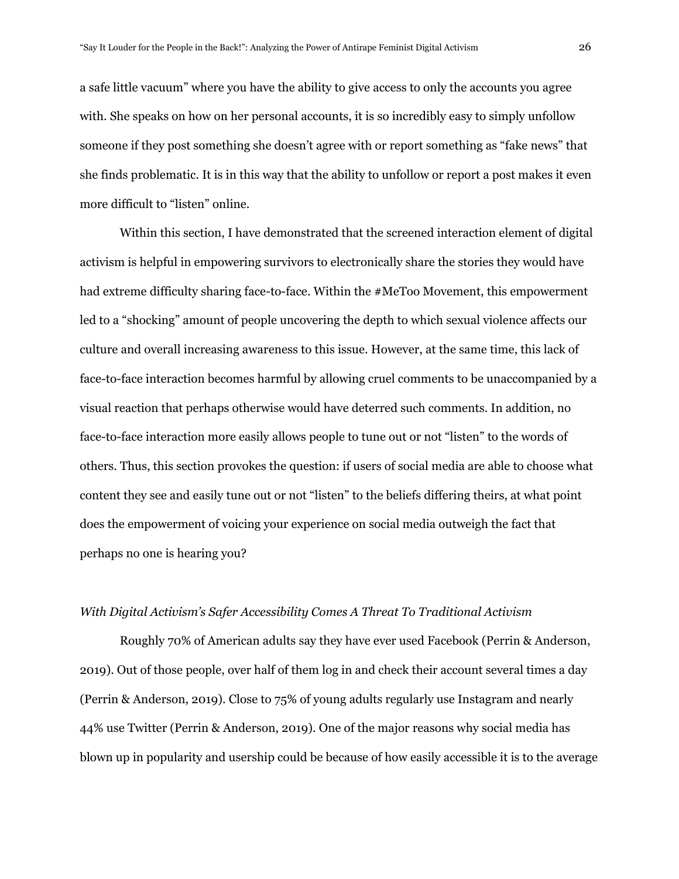a safe little vacuum" where you have the ability to give access to only the accounts you agree with. She speaks on how on her personal accounts, it is so incredibly easy to simply unfollow someone if they post something she doesn't agree with or report something as "fake news" that she finds problematic. It is in this way that the ability to unfollow or report a post makes it even more difficult to "listen" online.

Within this section, I have demonstrated that the screened interaction element of digital activism is helpful in empowering survivors to electronically share the stories they would have had extreme difficulty sharing face-to-face. Within the #MeToo Movement, this empowerment led to a "shocking" amount of people uncovering the depth to which sexual violence affects our culture and overall increasing awareness to this issue. However, at the same time, this lack of face-to-face interaction becomes harmful by allowing cruel comments to be unaccompanied by a visual reaction that perhaps otherwise would have deterred such comments. In addition, no face-to-face interaction more easily allows people to tune out or not "listen" to the words of others. Thus, this section provokes the question: if users of social media are able to choose what content they see and easily tune out or not "listen" to the beliefs differing theirs, at what point does the empowerment of voicing your experience on social media outweigh the fact that perhaps no one is hearing you?

*With Digital Activism's Safer Accessibility Comes A Threat To Traditional Activism*

Roughly 70% of American adults say they have ever used Facebook (Perrin & Anderson, 2019). Out of those people, over half of them log in and check their account several times a day (Perrin & Anderson, 2019). Close to 75% of young adults regularly use Instagram and nearly 44% use Twitter (Perrin & Anderson, 2019). One of the major reasons why social media has blown up in popularity and usership could be because of how easily accessible it is to the average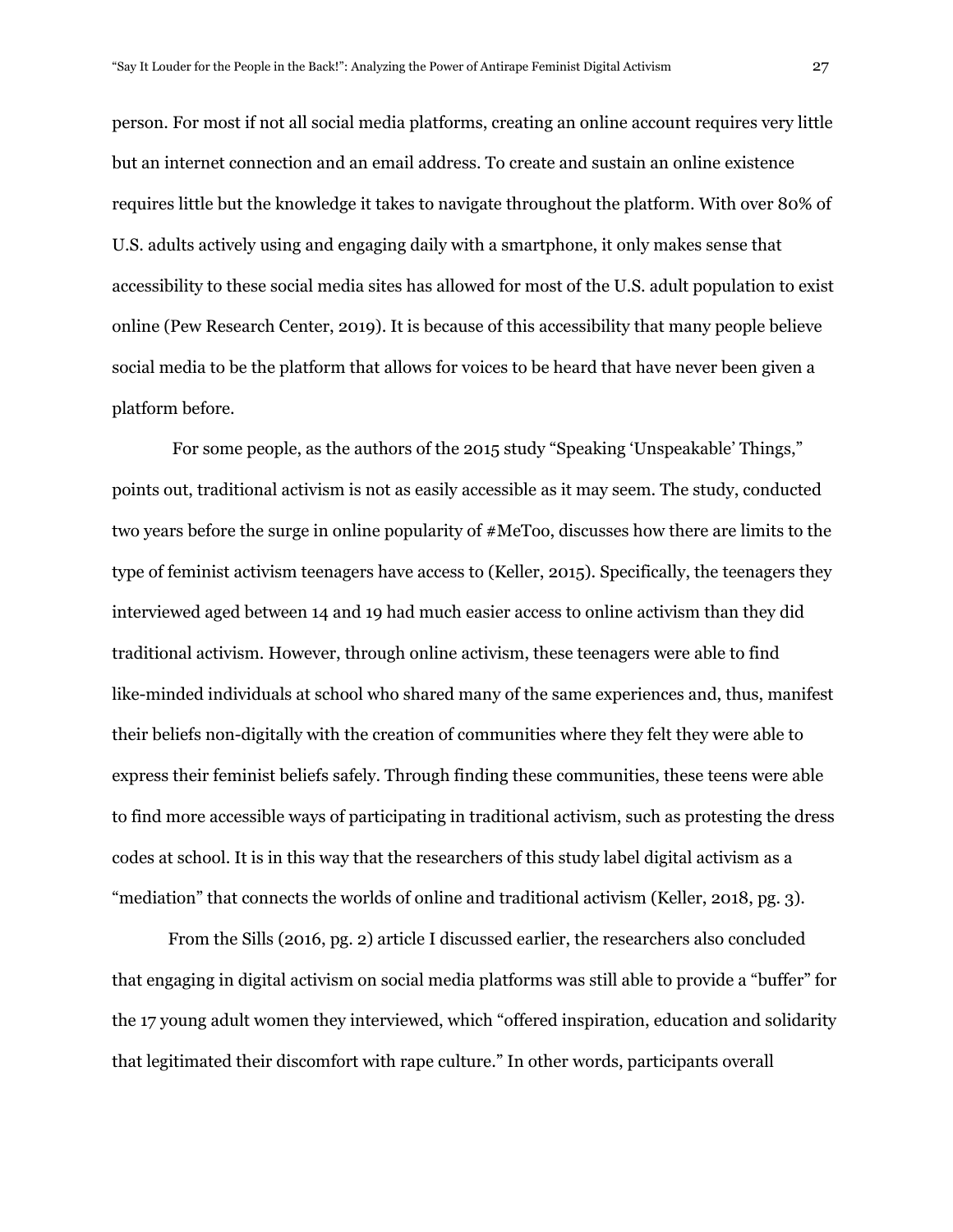person. For most if not all social media platforms, creating an online account requires very little but an internet connection and an email address. To create and sustain an online existence requires little but the knowledge it takes to navigate throughout the platform. With over 80% of U.S. adults actively using and engaging daily with a smartphone, it only makes sense that accessibility to these social media sites has allowed for most of the U.S. adult population to exist online (Pew Research Center, 2019). It is because of this accessibility that many people believe social media to be the platform that allows for voices to be heard that have never been given a platform before.

For some people, as the authors of the 2015 study "Speaking 'Unspeakable' Things," points out, traditional activism is not as easily accessible as it may seem. The study, conducted two years before the surge in online popularity of #MeToo, discusses how there are limits to the type of feminist activism teenagers have access to (Keller, 2015). Specifically, the teenagers they interviewed aged between 14 and 19 had much easier access to online activism than they did traditional activism. However, through online activism, these teenagers were able to find like-minded individuals at school who shared many of the same experiences and, thus, manifest their beliefs non-digitally with the creation of communities where they felt they were able to express their feminist beliefs safely. Through finding these communities, these teens were able to find more accessible ways of participating in traditional activism, such as protesting the dress codes at school. It is in this way that the researchers of this study label digital activism as a "mediation" that connects the worlds of online and traditional activism (Keller, 2018, pg. 3).

From the Sills (2016, pg. 2) article I discussed earlier, the researchers also concluded that engaging in digital activism on social media platforms was still able to provide a "buffer" for the 17 young adult women they interviewed, which "offered inspiration, education and solidarity that legitimated their discomfort with rape culture." In other words, participants overall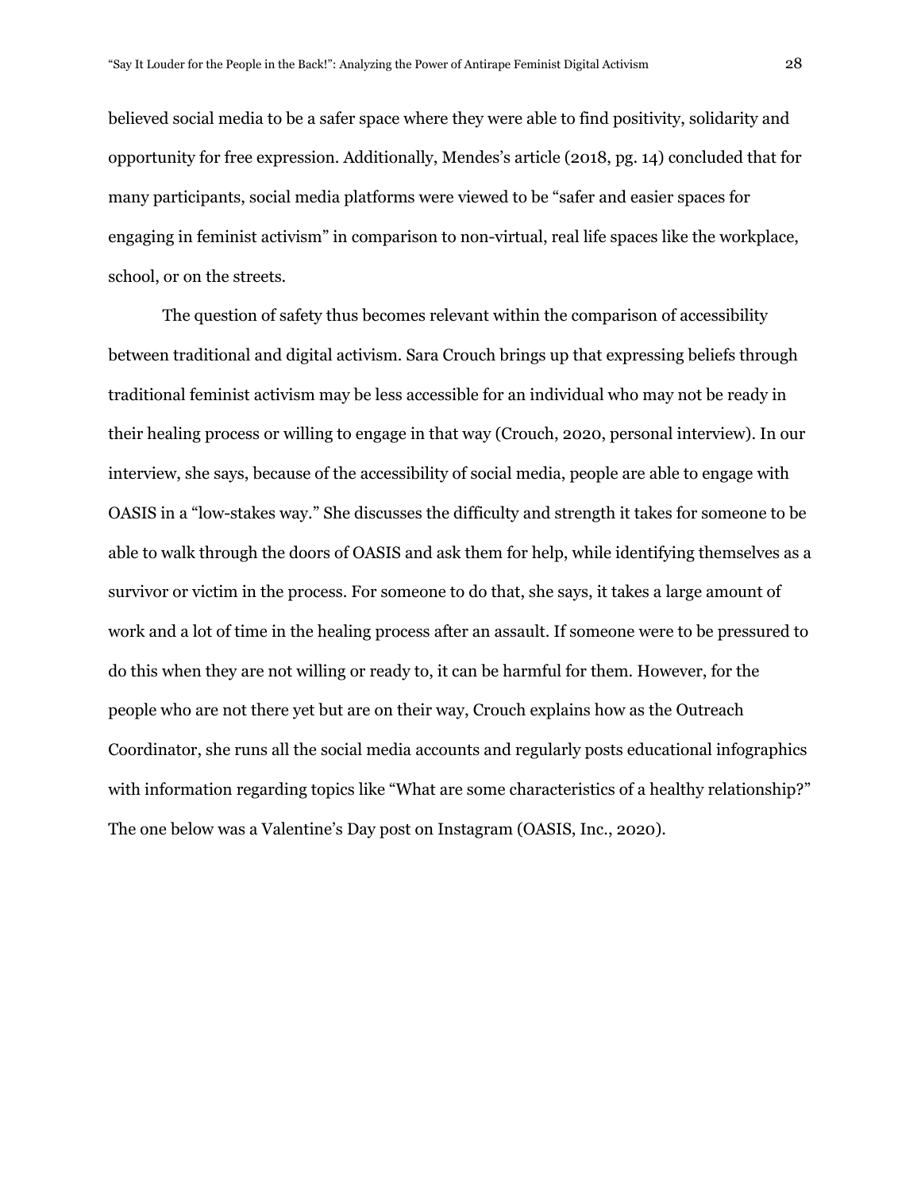believed social media to be a safer space where they were able to find positivity, solidarity and opportunity for free expression. Additionally, Mendes's article (2018, pg. 14) concluded that for many participants, social media platforms were viewed to be "safer and easier spaces for engaging in feminist activism" in comparison to non-virtual, real life spaces like the workplace, school, or on the streets.

The question of safety thus becomes relevant within the comparison of accessibility between traditional and digital activism. Sara Crouch brings up that expressing beliefs through traditional feminist activism may be less accessible for an individual who may not be ready in their healing process or willing to engage in that way (Crouch, 2020, personal interview). In our interview, she says, because of the accessibility of social media, people are able to engage with OASIS in a "low-stakes way." She discusses the difficulty and strength it takes for someone to be able to walk through the doors of OASIS and ask them for help, while identifying themselves as a survivor or victim in the process. For someone to do that, she says, it takes a large amount of work and a lot of time in the healing process after an assault. If someone were to be pressured to do this when they are not willing or ready to, it can be harmful for them. However, for the people who are not there yet but are on their way, Crouch explains how as the Outreach Coordinator, she runs all the social media accounts and regularly posts educational infographics with information regarding topics like "What are some characteristics of a healthy relationship?" The one below was a Valentine's Day post on Instagram (OASIS, Inc., 2020).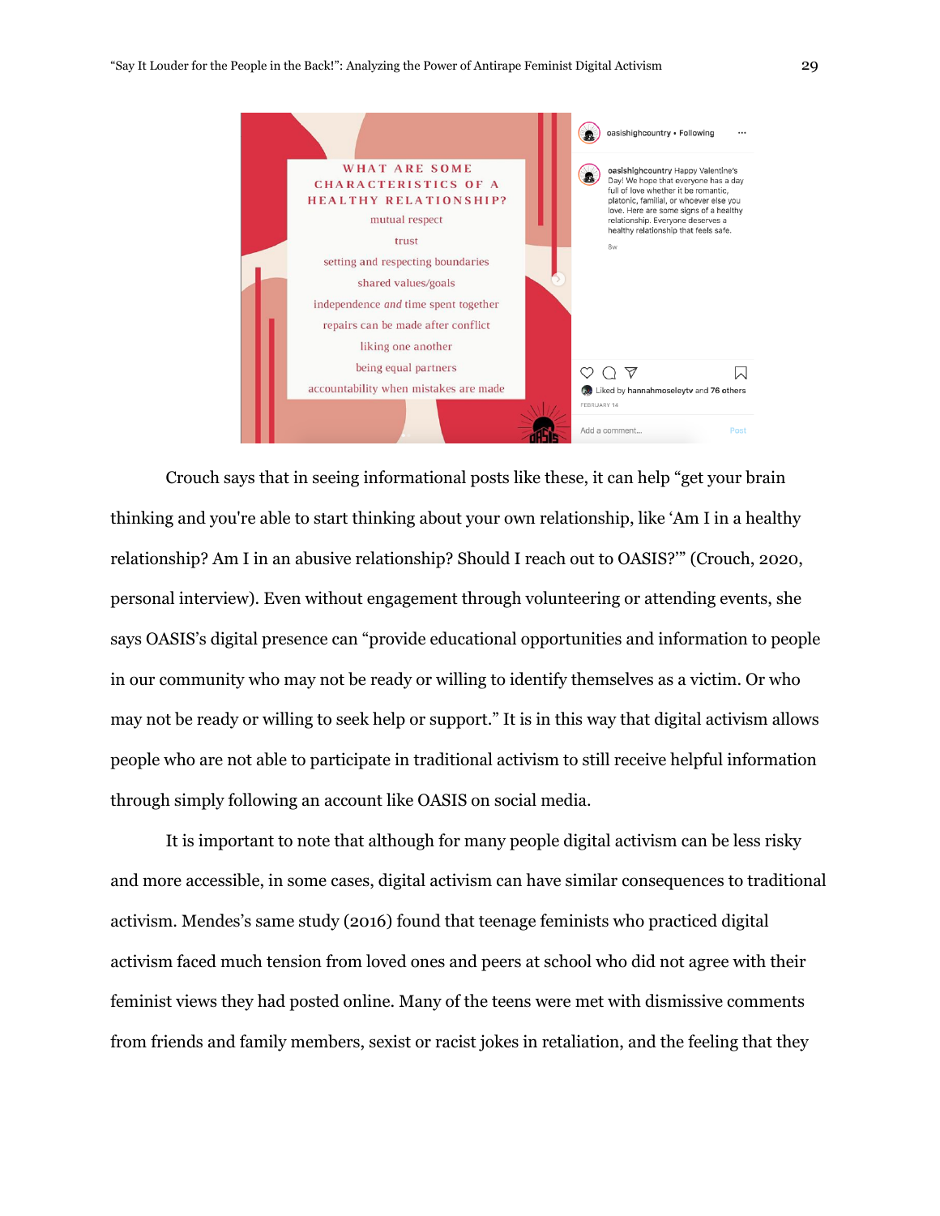WHAT ARE SOME CHARACTERISTICS OF A HEALTHY RELATIONSHIP?

mutual respect

trust

setting and respecting boundaries

shared values/goals

independence *and* time spent together

repairs can be made after conflict

liking one another

being equal partners

accountability when mistakes are made

oasishighcountry • Following

oasishighcountry Happy Valentine's Day! We hope that everyone has a day full of love whether it be romantic, platonic, familial, or whoever else you love. Here are some signs of a healthy relationship. Everyone deserves a healthy relationship that feels safe.

8w

Liked by hannahmoseleytv and 76 others

FEBRUARY 14

Add a comment... Post

Crouch says that in seeing informational posts like these, it can help "get your brain thinking and you're able to start thinking about your own relationship, like 'Am I in a healthy relationship? Am I in an abusive relationship? Should I reach out to OASIS?'" (Crouch, 2020, personal interview). Even without engagement through volunteering or attending events, she says OASIS's digital presence can "provide educational opportunities and information to people in our community who may not be ready or willing to identify themselves as a victim. Or who may not be ready or willing to seek help or support." It is in this way that digital activism allows people who are not able to participate in traditional activism to still receive helpful information through simply following an account like OASIS on social media.

It is important to note that although for many people digital activism can be less risky and more accessible, in some cases, digital activism can have similar consequences to traditional activism. Mendes's same study (2016) found that teenage feminists who practiced digital activism faced much tension from loved ones and peers at school who did not agree with their feminist views they had posted online. Many of the teens were met with dismissive comments from friends and family members, sexist or racist jokes in retaliation, and the feeling that they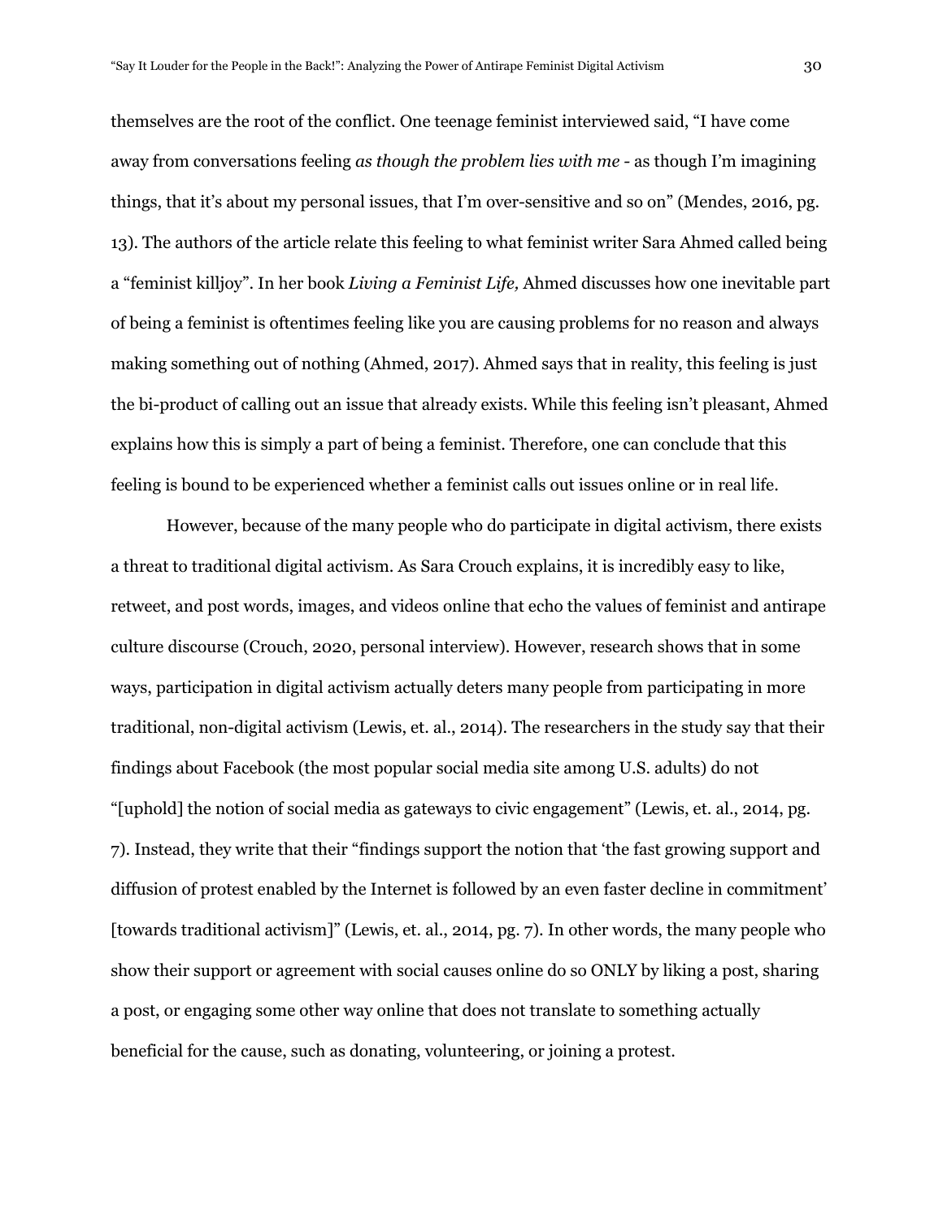themselves are the root of the conflict. One teenage feminist interviewed said, "I have come away from conversations feeling *as though the problem lies with me* - as though I'm imagining things, that it's about my personal issues, that I'm over-sensitive and so on" (Mendes, 2016, pg. 13). The authors of the article relate this feeling to what feminist writer Sara Ahmed called being a "feminist killjoy". In her book *Living a Feminist Life,* Ahmed discusses how one inevitable part of being a feminist is oftentimes feeling like you are causing problems for no reason and always making something out of nothing (Ahmed, 2017). Ahmed says that in reality, this feeling is just the bi-product of calling out an issue that already exists. While this feeling isn't pleasant, Ahmed explains how this is simply a part of being a feminist. Therefore, one can conclude that this feeling is bound to be experienced whether a feminist calls out issues online or in real life.

However, because of the many people who do participate in digital activism, there exists a threat to traditional digital activism. As Sara Crouch explains, it is incredibly easy to like, retweet, and post words, images, and videos online that echo the values of feminist and antirape culture discourse (Crouch, 2020, personal interview). However, research shows that in some ways, participation in digital activism actually deters many people from participating in more traditional, non-digital activism (Lewis, et. al., 2014). The researchers in the study say that their findings about Facebook (the most popular social media site among U.S. adults) do not "[uphold] the notion of social media as gateways to civic engagement" (Lewis, et. al., 2014, pg. 7). Instead, they write that their "findings support the notion that 'the fast growing support and diffusion of protest enabled by the Internet is followed by an even faster decline in commitment' [towards traditional activism]" (Lewis, et. al., 2014, pg. 7). In other words, the many people who show their support or agreement with social causes online do so ONLY by liking a post, sharing a post, or engaging some other way online that does not translate to something actually beneficial for the cause, such as donating, volunteering, or joining a protest.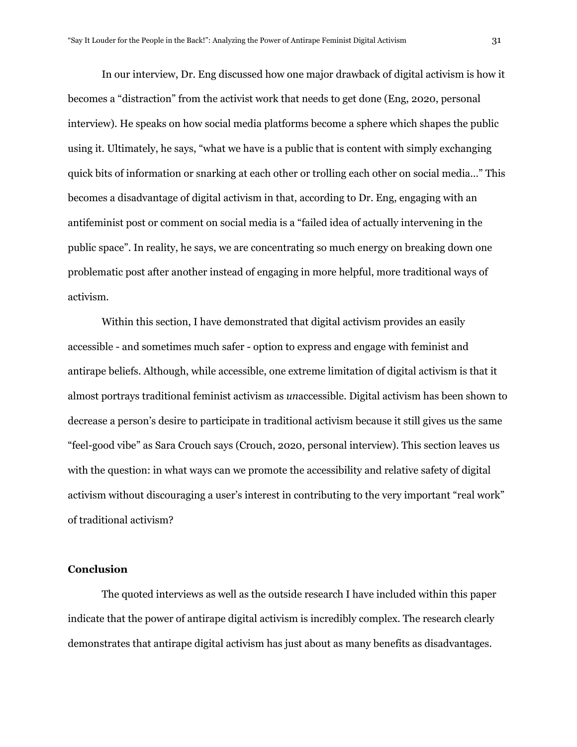In our interview, Dr. Eng discussed how one major drawback of digital activism is how it becomes a "distraction" from the activist work that needs to get done (Eng, 2020, personal interview). He speaks on how social media platforms become a sphere which shapes the public using it. Ultimately, he says, "what we have is a public that is content with simply exchanging quick bits of information or snarking at each other or trolling each other on social media…" This becomes a disadvantage of digital activism in that, according to Dr. Eng, engaging with an antifeminist post or comment on social media is a "failed idea of actually intervening in the public space". In reality, he says, we are concentrating so much energy on breaking down one problematic post after another instead of engaging in more helpful, more traditional ways of activism.

Within this section, I have demonstrated that digital activism provides an easily accessible - and sometimes much safer - option to express and engage with feminist and antirape beliefs. Although, while accessible, one extreme limitation of digital activism is that it almost portrays traditional feminist activism as *un*accessible. Digital activism has been shown to decrease a person's desire to participate in traditional activism because it still gives us the same "feel-good vibe" as Sara Crouch says (Crouch, 2020, personal interview). This section leaves us with the question: in what ways can we promote the accessibility and relative safety of digital activism without discouraging a user's interest in contributing to the very important "real work" of traditional activism?

## Conclusion

The quoted interviews as well as the outside research I have included within this paper indicate that the power of antirape digital activism is incredibly complex. The research clearly demonstrates that antirape digital activism has just about as many benefits as disadvantages.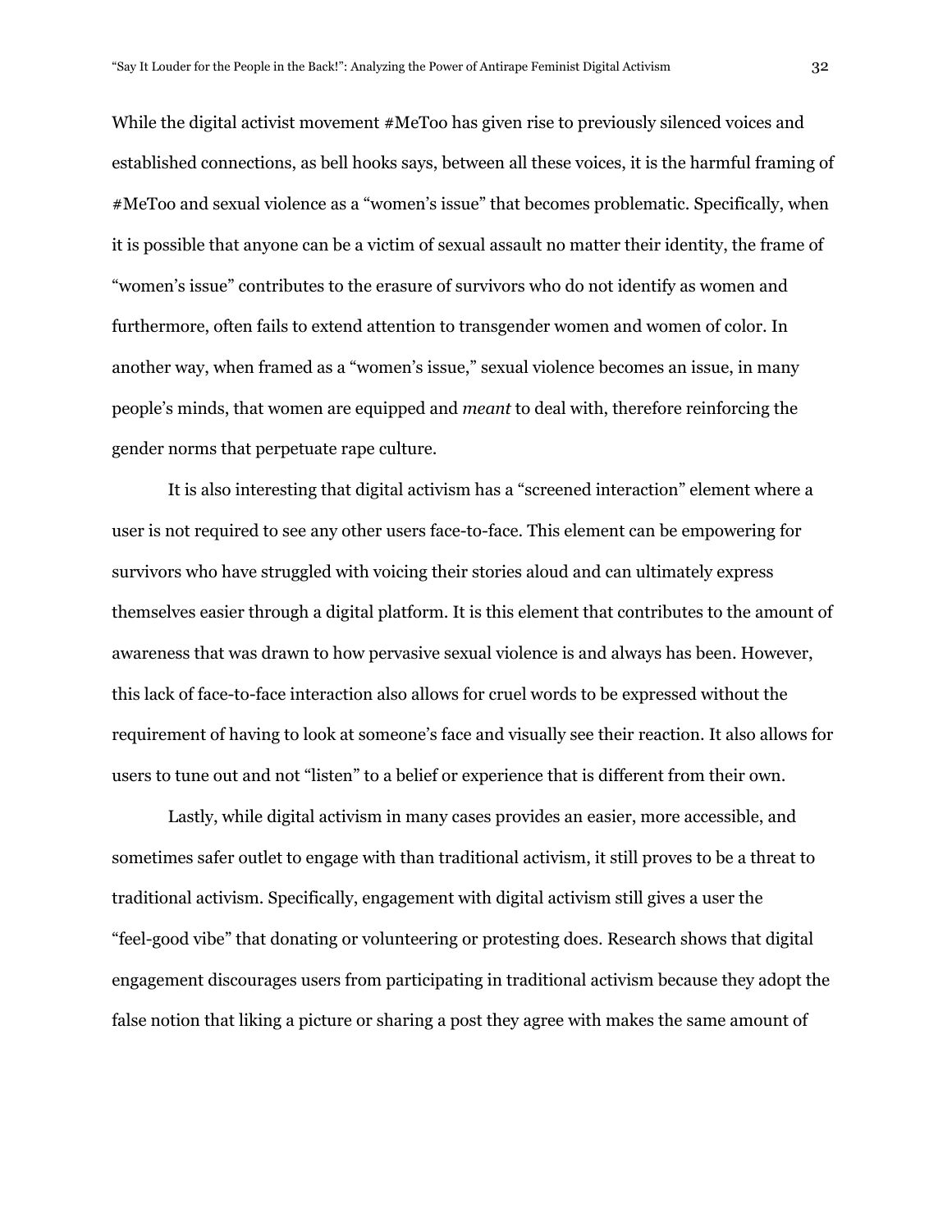While the digital activist movement #MeToo has given rise to previously silenced voices and established connections, as bell hooks says, between all these voices, it is the harmful framing of #MeToo and sexual violence as a "women's issue" that becomes problematic. Specifically, when it is possible that anyone can be a victim of sexual assault no matter their identity, the frame of "women's issue" contributes to the erasure of survivors who do not identify as women and furthermore, often fails to extend attention to transgender women and women of color. In another way, when framed as a "women's issue," sexual violence becomes an issue, in many people's minds, that women are equipped and *meant* to deal with, therefore reinforcing the gender norms that perpetuate rape culture.

It is also interesting that digital activism has a "screened interaction" element where a user is not required to see any other users face-to-face. This element can be empowering for survivors who have struggled with voicing their stories aloud and can ultimately express themselves easier through a digital platform. It is this element that contributes to the amount of awareness that was drawn to how pervasive sexual violence is and always has been. However, this lack of face-to-face interaction also allows for cruel words to be expressed without the requirement of having to look at someone's face and visually see their reaction. It also allows for users to tune out and not "listen" to a belief or experience that is different from their own.

Lastly, while digital activism in many cases provides an easier, more accessible, and sometimes safer outlet to engage with than traditional activism, it still proves to be a threat to traditional activism. Specifically, engagement with digital activism still gives a user the "feel-good vibe" that donating or volunteering or protesting does. Research shows that digital engagement discourages users from participating in traditional activism because they adopt the false notion that liking a picture or sharing a post they agree with makes the same amount of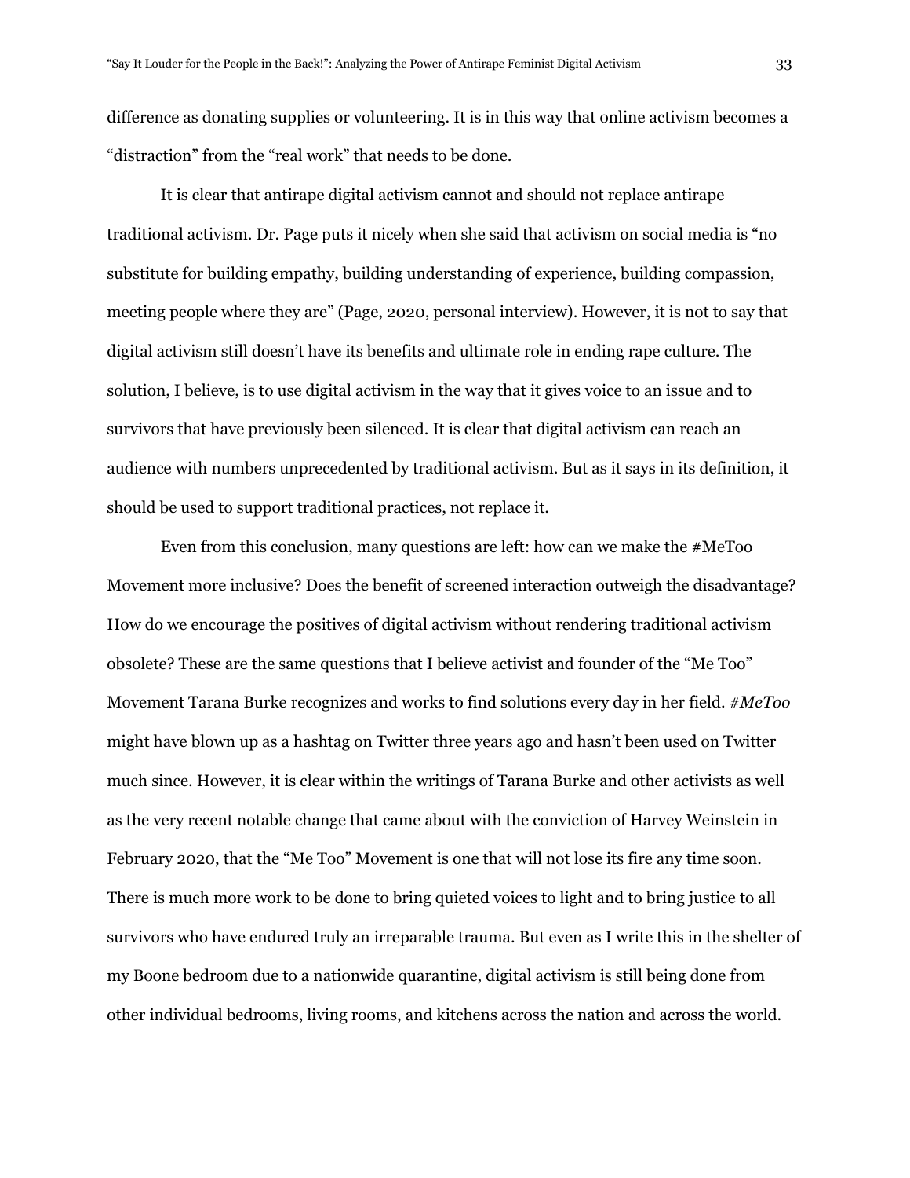difference as donating supplies or volunteering. It is in this way that online activism becomes a "distraction" from the "real work" that needs to be done.

It is clear that antirape digital activism cannot and should not replace antirape traditional activism. Dr. Page puts it nicely when she said that activism on social media is "no substitute for building empathy, building understanding of experience, building compassion, meeting people where they are" (Page, 2020, personal interview). However, it is not to say that digital activism still doesn't have its benefits and ultimate role in ending rape culture. The solution, I believe, is to use digital activism in the way that it gives voice to an issue and to survivors that have previously been silenced. It is clear that digital activism can reach an audience with numbers unprecedented by traditional activism. But as it says in its definition, it should be used to support traditional practices, not replace it.

Even from this conclusion, many questions are left: how can we make the #MeToo Movement more inclusive? Does the benefit of screened interaction outweigh the disadvantage? How do we encourage the positives of digital activism without rendering traditional activism obsolete? These are the same questions that I believe activist and founder of the "Me Too" Movement Tarana Burke recognizes and works to find solutions every day in her field. *#MeToo* might have blown up as a hashtag on Twitter three years ago and hasn't been used on Twitter much since. However, it is clear within the writings of Tarana Burke and other activists as well as the very recent notable change that came about with the conviction of Harvey Weinstein in February 2020, that the "Me Too" Movement is one that will not lose its fire any time soon. There is much more work to be done to bring quieted voices to light and to bring justice to all survivors who have endured truly an irreparable trauma. But even as I write this in the shelter of my Boone bedroom due to a nationwide quarantine, digital activism is still being done from other individual bedrooms, living rooms, and kitchens across the nation and across the world.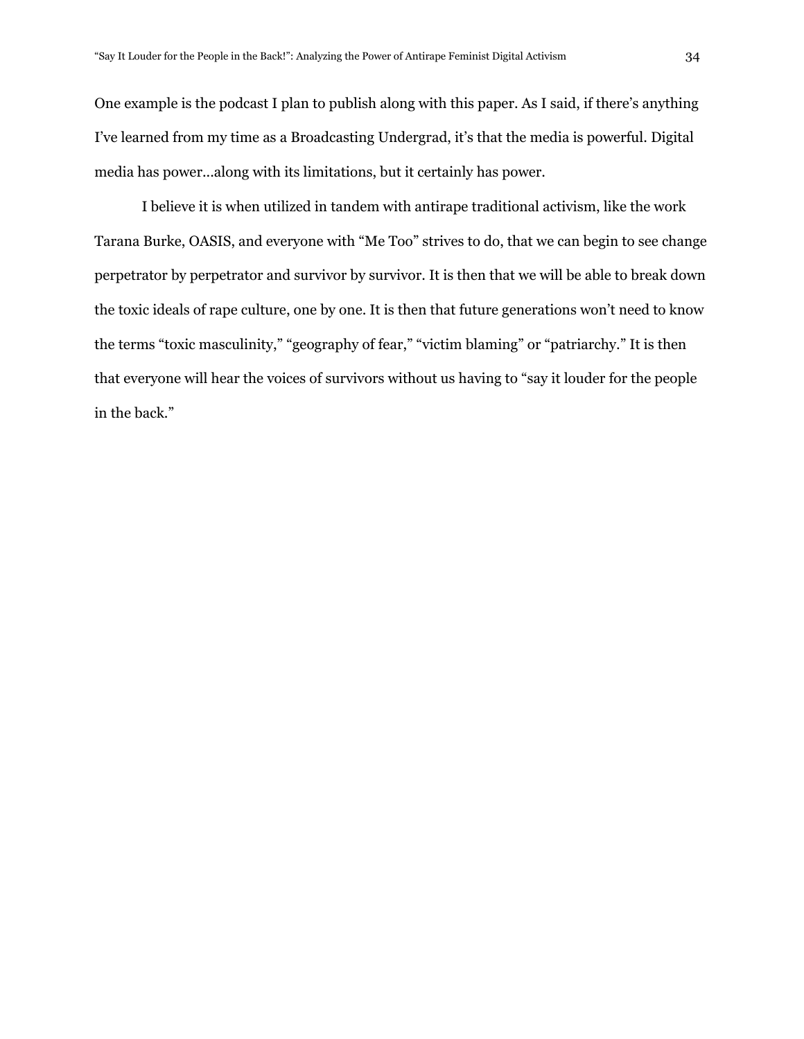One example is the podcast I plan to publish along with this paper. As I said, if there's anything I've learned from my time as a Broadcasting Undergrad, it's that the media is powerful. Digital media has power...along with its limitations, but it certainly has power.

I believe it is when utilized in tandem with antirape traditional activism, like the work Tarana Burke, OASIS, and everyone with "Me Too" strives to do, that we can begin to see change perpetrator by perpetrator and survivor by survivor. It is then that we will be able to break down the toxic ideals of rape culture, one by one. It is then that future generations won't need to know the terms "toxic masculinity," "geography of fear," "victim blaming" or "patriarchy." It is then that everyone will hear the voices of survivors without us having to "say it louder for the people in the back."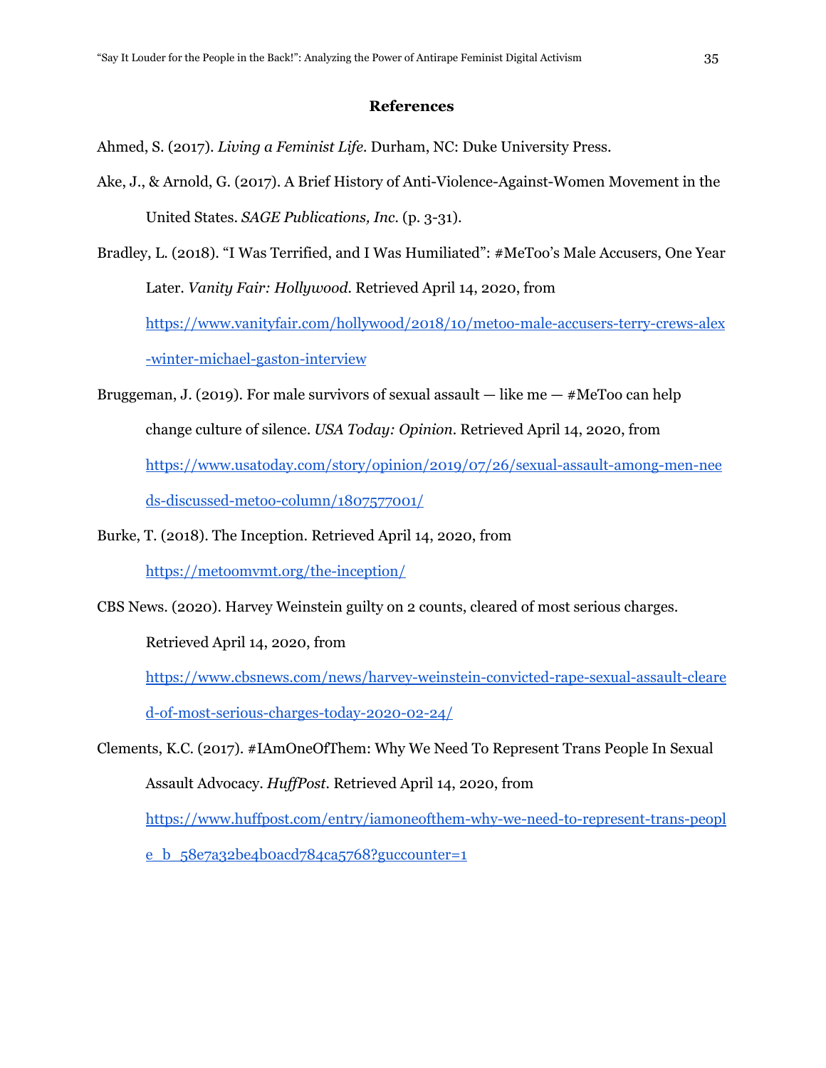# References

Ahmed, S. (2017). *Living a Feminist Life*. Durham, NC: Duke University Press.

Ake, J., & Arnold, G. (2017). A Brief History of Anti-Violence-Against-Women Movement in the United States. *SAGE Publications, Inc.* (p. 3-31).

Bradley, L. (2018). "I Was Terrified, and I Was Humiliated": #MeToo's Male Accusers, One Year Later. *Vanity Fair: Hollywood*. Retrieved April 14, 2020, from https://www.vanityfair.com/hollywood/2018/10/metoo-male-accusers-terry-crews-alex-winter-michael-gaston-interview

Bruggeman, J. (2019). For male survivors of sexual assault — like me — #MeToo can help change culture of silence. *USA Today: Opinion*. Retrieved April 14, 2020, from https://www.usatoday.com/story/opinion/2019/07/26/sexual-assault-among-men-needs-discussed-metoo-column/1807577001/

Burke, T. (2018). The Inception. Retrieved April 14, 2020, from https://metoomvmt.org/the-inception/

CBS News. (2020). Harvey Weinstein guilty on 2 counts, cleared of most serious charges. Retrieved April 14, 2020, from https://www.cbsnews.com/news/harvey-weinstein-convicted-rape-sexual-assault-cleared-of-most-serious-charges-today-2020-02-24/

Clements, K.C. (2017). #IAmOneOfThem: Why We Need To Represent Trans People In Sexual Assault Advocacy. *HuffPost*. Retrieved April 14, 2020, from https://www.huffpost.com/entry/iamoneofthem-why-we-need-to-represent-trans-people_b_58e7a32be4b0acd784ca5768?guccounter=1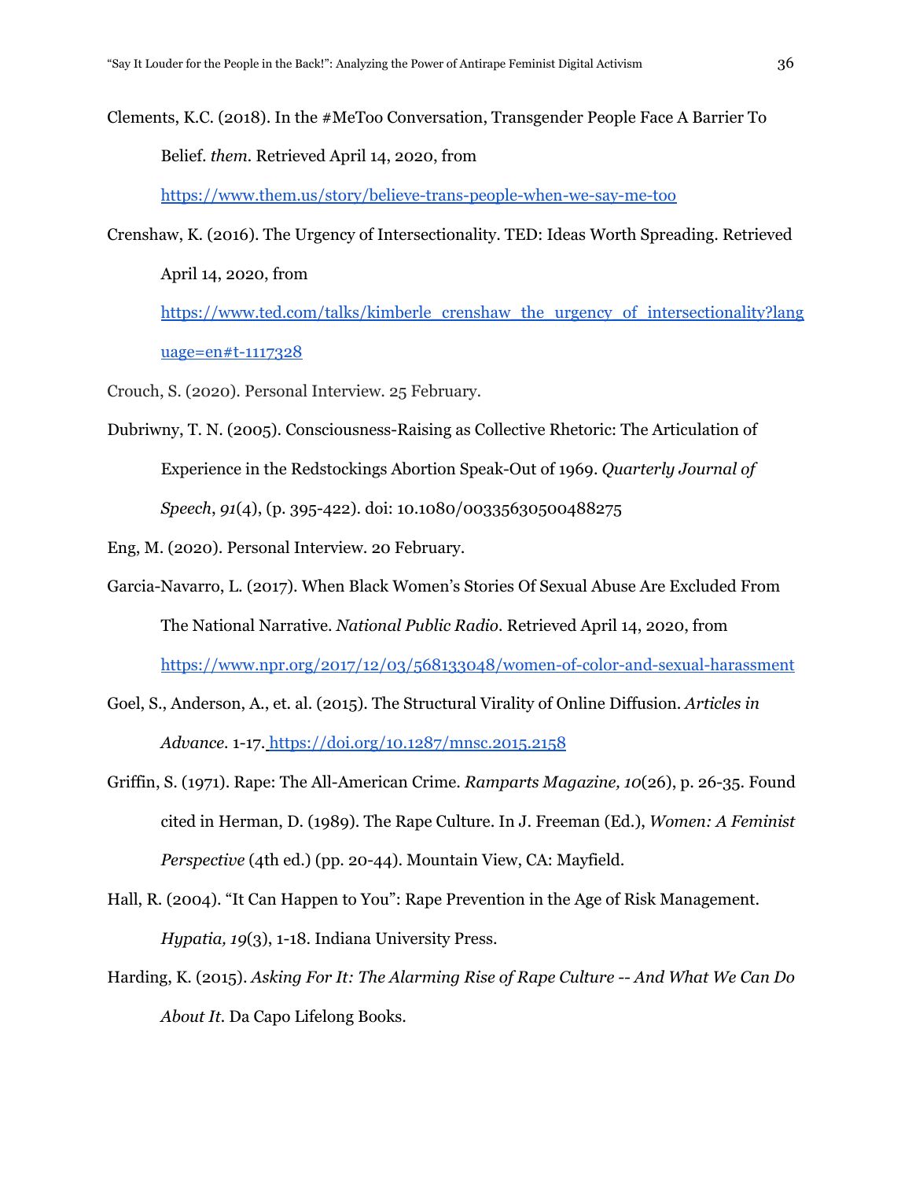Clements, K.C. (2018). In the #MeToo Conversation, Transgender People Face A Barrier To Belief. *them*. Retrieved April 14, 2020, from https://www.them.us/story/believe-trans-people-when-we-say-me-too

Crenshaw, K. (2016). The Urgency of Intersectionality. TED: Ideas Worth Spreading. Retrieved April 14, 2020, from https://www.ted.com/talks/kimberle_crenshaw_the_urgency_of_intersectionality?language=en#t-1117328

Crouch, S. (2020). Personal Interview. 25 February.

Dubriwny, T. N. (2005). Consciousness-Raising as Collective Rhetoric: The Articulation of Experience in the Redstockings Abortion Speak-Out of 1969. *Quarterly Journal of Speech*, *91*(4), (p. 395-422). doi: 10.1080/00335630500488275

Eng, M. (2020). Personal Interview. 20 February.

Garcia-Navarro, L. (2017). When Black Women's Stories Of Sexual Abuse Are Excluded From The National Narrative. *National Public Radio*. Retrieved April 14, 2020, from https://www.npr.org/2017/12/03/568133048/women-of-color-and-sexual-harassment

Goel, S., Anderson, A., et. al. (2015). The Structural Virality of Online Diffusion. *Articles in Advance*. 1-17. https://doi.org/10.1287/mnsc.2015.2158

Griffin, S. (1971). Rape: The All-American Crime. *Ramparts Magazine, 10*(26), p. 26-35. Found cited in Herman, D. (1989). The Rape Culture. In J. Freeman (Ed.), *Women: A Feminist Perspective* (4th ed.) (pp. 20-44). Mountain View, CA: Mayfield.

Hall, R. (2004). "It Can Happen to You": Rape Prevention in the Age of Risk Management. *Hypatia, 19*(3), 1-18. Indiana University Press.

Harding, K. (2015). *Asking For It: The Alarming Rise of Rape Culture -- And What We Can Do About It*. Da Capo Lifelong Books.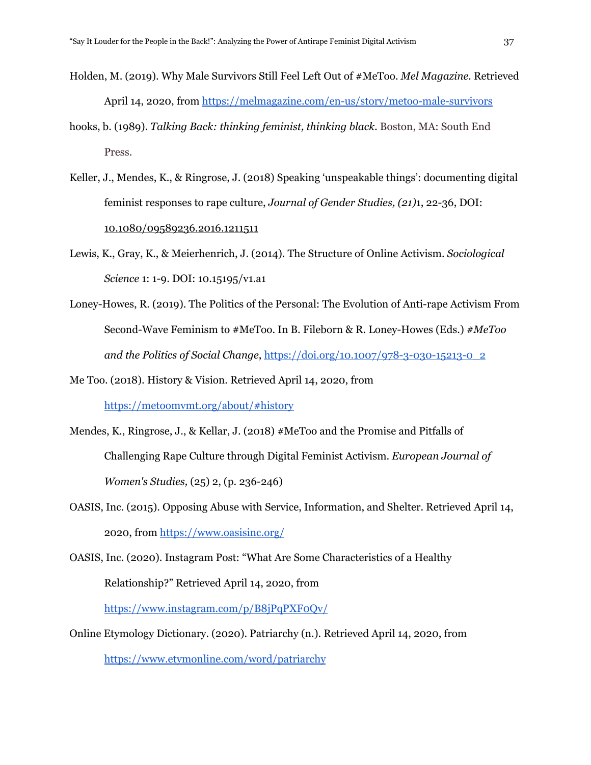Holden, M. (2019). Why Male Survivors Still Feel Left Out of #MeToo. *Mel Magazine*. Retrieved April 14, 2020, from https://melmagazine.com/en-us/story/metoo-male-survivors

hooks, b. (1989). *Talking Back: thinking feminist, thinking black*. Boston, MA: South End Press.

Keller, J., Mendes, K., & Ringrose, J. (2018) Speaking 'unspeakable things': documenting digital feminist responses to rape culture, *Journal of Gender Studies, (21)*1, 22-36, DOI: 10.1080/09589236.2016.1211511

Lewis, K., Gray, K., & Meierhenrich, J. (2014). The Structure of Online Activism. *Sociological Science* 1: 1-9. DOI: 10.15195/v1.a1

Loney-Howes, R. (2019). The Politics of the Personal: The Evolution of Anti-rape Activism From Second-Wave Feminism to #MeToo. In B. Fileborn & R. Loney-Howes (Eds.) *#MeToo and the Politics of Social Change*, https://doi.org/10.1007/978-3-030-15213-0_2

Me Too. (2018). History & Vision. Retrieved April 14, 2020, from https://metoomvmt.org/about/#history

Mendes, K., Ringrose, J., & Kellar, J. (2018) #MeToo and the Promise and Pitfalls of Challenging Rape Culture through Digital Feminist Activism. *European Journal of Women's Studies,* (25) 2, (p. 236-246)

OASIS, Inc. (2015). Opposing Abuse with Service, Information, and Shelter. Retrieved April 14, 2020, from https://www.oasisinc.org/

OASIS, Inc. (2020). Instagram Post: "What Are Some Characteristics of a Healthy Relationship?" Retrieved April 14, 2020, from https://www.instagram.com/p/B8jPqPXF0Qv/

Online Etymology Dictionary. (2020). Patriarchy (n.). Retrieved April 14, 2020, from https://www.etymonline.com/word/patriarchy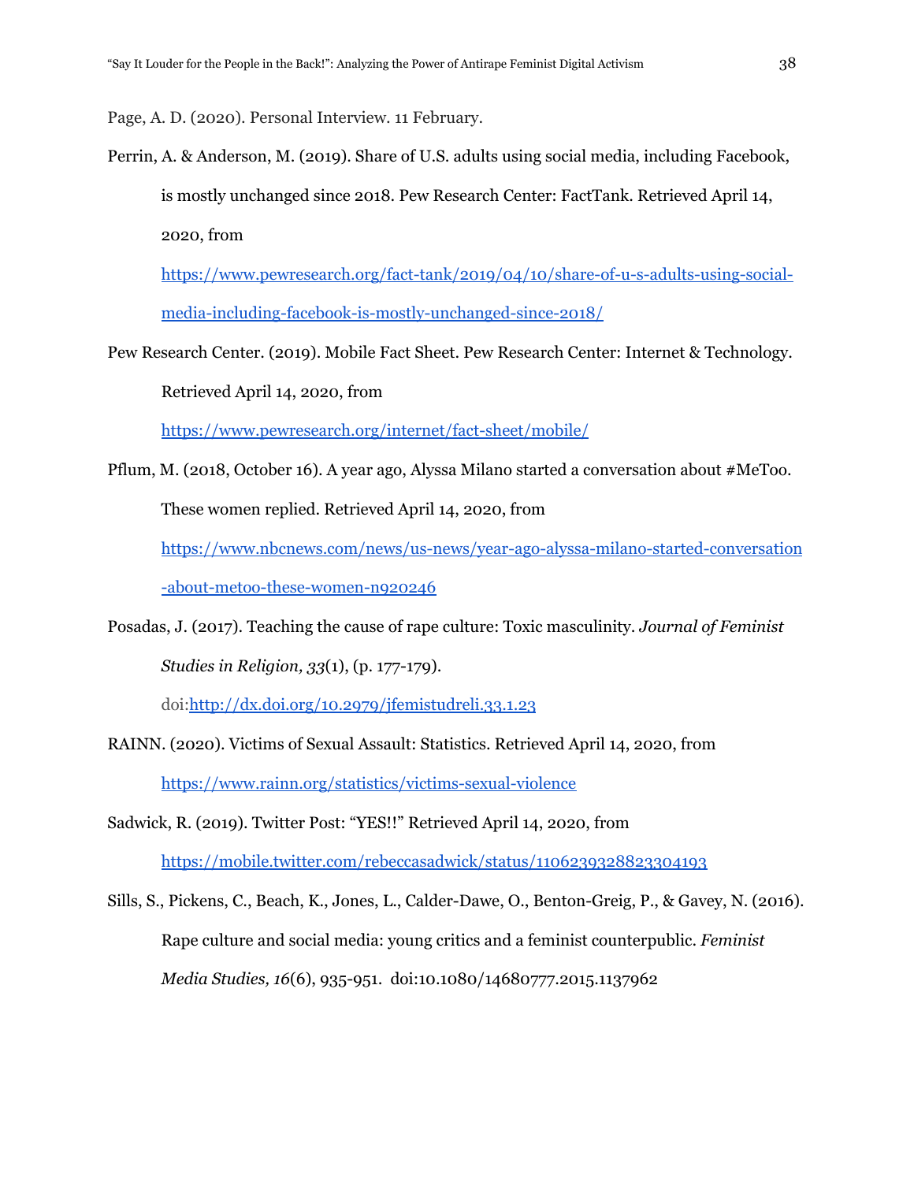Page, A. D. (2020). Personal Interview. 11 February.

Perrin, A. & Anderson, M. (2019). Share of U.S. adults using social media, including Facebook, is mostly unchanged since 2018. Pew Research Center: FactTank. Retrieved April 14, 2020, from https://www.pewresearch.org/fact-tank/2019/04/10/share-of-u-s-adults-using-social-media-including-facebook-is-mostly-unchanged-since-2018/

Pew Research Center. (2019). Mobile Fact Sheet. Pew Research Center: Internet & Technology. Retrieved April 14, 2020, from https://www.pewresearch.org/internet/fact-sheet/mobile/

Pflum, M. (2018, October 16). A year ago, Alyssa Milano started a conversation about #MeToo. These women replied. Retrieved April 14, 2020, from https://www.nbcnews.com/news/us-news/year-ago-alyssa-milano-started-conversation-about-metoo-these-women-n920246

Posadas, J. (2017). Teaching the cause of rape culture: Toxic masculinity. *Journal of Feminist Studies in Religion, 33*(1), (p. 177-179). doi:http://dx.doi.org/10.2979/jfemistudreli.33.1.23

RAINN. (2020). Victims of Sexual Assault: Statistics. Retrieved April 14, 2020, from https://www.rainn.org/statistics/victims-sexual-violence

Sadwick, R. (2019). Twitter Post: "YES!!" Retrieved April 14, 2020, from https://mobile.twitter.com/rebeccasadwick/status/1106239328823304193

Sills, S., Pickens, C., Beach, K., Jones, L., Calder-Dawe, O., Benton-Greig, P., & Gavey, N. (2016). Rape culture and social media: young critics and a feminist counterpublic. *Feminist Media Studies, 16*(6), 935-951. doi:10.1080/14680777.2015.1137962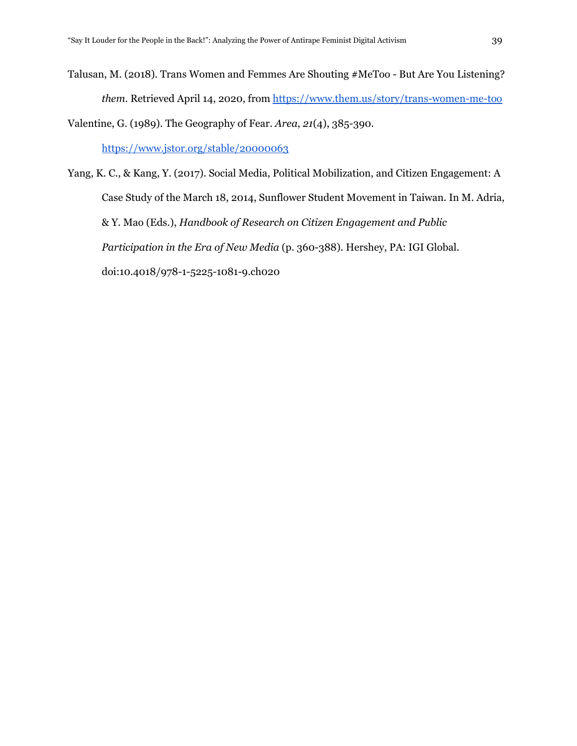Talusan, M. (2018). Trans Women and Femmes Are Shouting #MeToo - But Are You Listening? *them*. Retrieved April 14, 2020, from https://www.them.us/story/trans-women-me-too

Valentine, G. (1989). The Geography of Fear. *Area*, *21*(4), 385-390. https://www.jstor.org/stable/20000063

Yang, K. C., & Kang, Y. (2017). Social Media, Political Mobilization, and Citizen Engagement: A Case Study of the March 18, 2014, Sunflower Student Movement in Taiwan. In M. Adria, & Y. Mao (Eds.), *Handbook of Research on Citizen Engagement and Public Participation in the Era of New Media* (p. 360-388). Hershey, PA: IGI Global. doi:10.4018/978-1-5225-1081-9.ch020